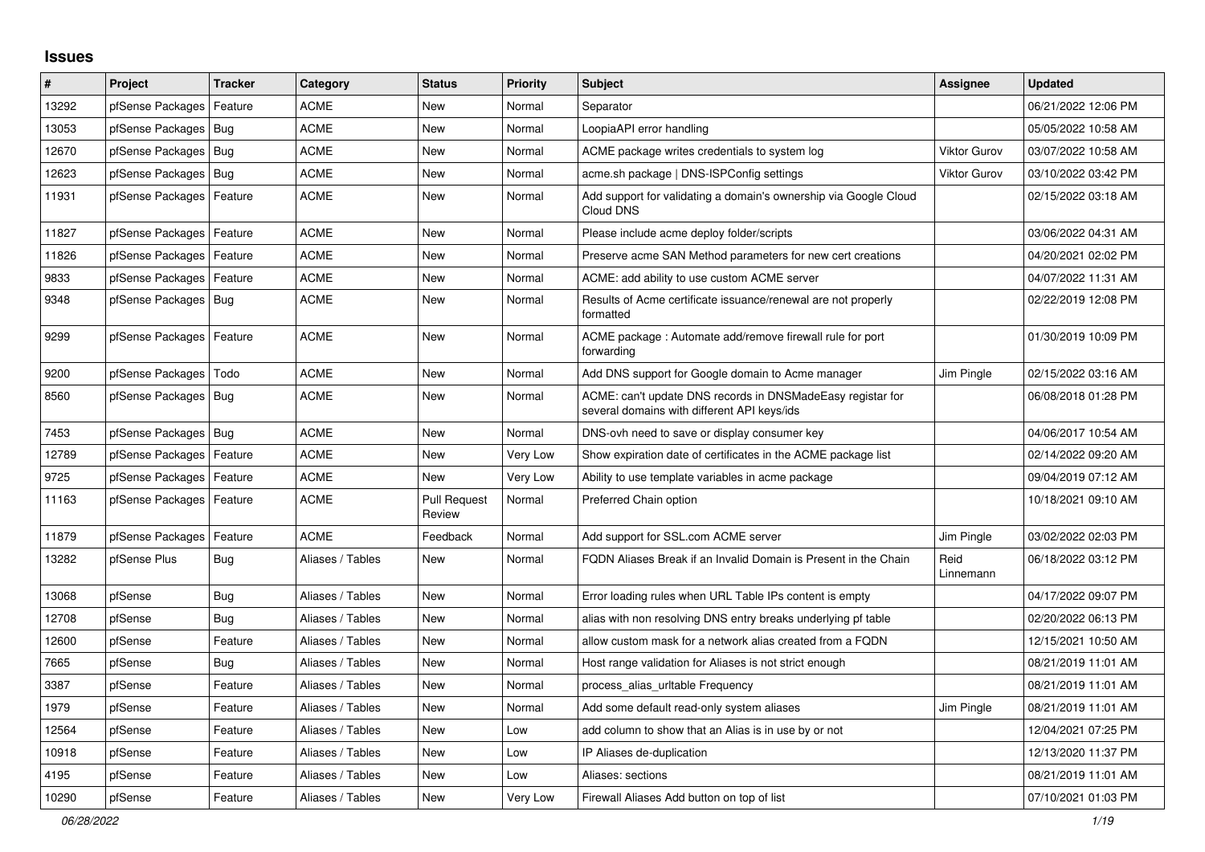## Issues

| # | Project | Tracker | Category | Status | Priority | Subject | Assignee | Updated |
|---|---|---|---|---|---|---|---|---|
| 13292 | pfSense Packages | Feature | ACME | New | Normal | Separator | | 06/21/2022 12:06 PM |
| 13053 | pfSense Packages | Bug | ACME | New | Normal | LoopiaAPI error handling | | 05/05/2022 10:58 AM |
| 12670 | pfSense Packages | Bug | ACME | New | Normal | ACME package writes credentials to system log | Viktor Gurov | 03/07/2022 10:58 AM |
| 12623 | pfSense Packages | Bug | ACME | New | Normal | acme.sh package \| DNS-ISPConfig settings | Viktor Gurov | 03/10/2022 03:42 PM |
| 11931 | pfSense Packages | Feature | ACME | New | Normal | Add support for validating a domain's ownership via Google Cloud Cloud DNS | | 02/15/2022 03:18 AM |
| 11827 | pfSense Packages | Feature | ACME | New | Normal | Please include acme deploy folder/scripts | | 03/06/2022 04:31 AM |
| 11826 | pfSense Packages | Feature | ACME | New | Normal | Preserve acme SAN Method parameters for new cert creations | | 04/20/2021 02:02 PM |
| 9833 | pfSense Packages | Feature | ACME | New | Normal | ACME: add ability to use custom ACME server | | 04/07/2022 11:31 AM |
| 9348 | pfSense Packages | Bug | ACME | New | Normal | Results of Acme certificate issuance/renewal are not properly formatted | | 02/22/2019 12:08 PM |
| 9299 | pfSense Packages | Feature | ACME | New | Normal | ACME package : Automate add/remove firewall rule for port forwarding | | 01/30/2019 10:09 PM |
| 9200 | pfSense Packages | Todo | ACME | New | Normal | Add DNS support for Google domain to Acme manager | Jim Pingle | 02/15/2022 03:16 AM |
| 8560 | pfSense Packages | Bug | ACME | New | Normal | ACME: can't update DNS records in DNSMadeEasy registar for several domains with different API keys/ids | | 06/08/2018 01:28 PM |
| 7453 | pfSense Packages | Bug | ACME | New | Normal | DNS-ovh need to save or display consumer key | | 04/06/2017 10:54 AM |
| 12789 | pfSense Packages | Feature | ACME | New | Very Low | Show expiration date of certificates in the ACME package list | | 02/14/2022 09:20 AM |
| 9725 | pfSense Packages | Feature | ACME | New | Very Low | Ability to use template variables in acme package | | 09/04/2019 07:12 AM |
| 11163 | pfSense Packages | Feature | ACME | Pull Request Review | Normal | Preferred Chain option | | 10/18/2021 09:10 AM |
| 11879 | pfSense Packages | Feature | ACME | Feedback | Normal | Add support for SSL.com ACME server | Jim Pingle | 03/02/2022 02:03 PM |
| 13282 | pfSense Plus | Bug | Aliases / Tables | New | Normal | FQDN Aliases Break if an Invalid Domain is Present in the Chain | Reid Linnemann | 06/18/2022 03:12 PM |
| 13068 | pfSense | Bug | Aliases / Tables | New | Normal | Error loading rules when URL Table IPs content is empty | | 04/17/2022 09:07 PM |
| 12708 | pfSense | Bug | Aliases / Tables | New | Normal | alias with non resolving DNS entry breaks underlying pf table | | 02/20/2022 06:13 PM |
| 12600 | pfSense | Feature | Aliases / Tables | New | Normal | allow custom mask for a network alias created from a FQDN | | 12/15/2021 10:50 AM |
| 7665 | pfSense | Bug | Aliases / Tables | New | Normal | Host range validation for Aliases is not strict enough | | 08/21/2019 11:01 AM |
| 3387 | pfSense | Feature | Aliases / Tables | New | Normal | process_alias_urltable Frequency | | 08/21/2019 11:01 AM |
| 1979 | pfSense | Feature | Aliases / Tables | New | Normal | Add some default read-only system aliases | Jim Pingle | 08/21/2019 11:01 AM |
| 12564 | pfSense | Feature | Aliases / Tables | New | Low | add column to show that an Alias is in use by or not | | 12/04/2021 07:25 PM |
| 10918 | pfSense | Feature | Aliases / Tables | New | Low | IP Aliases de-duplication | | 12/13/2020 11:37 PM |
| 4195 | pfSense | Feature | Aliases / Tables | New | Low | Aliases: sections | | 08/21/2019 11:01 AM |
| 10290 | pfSense | Feature | Aliases / Tables | New | Very Low | Firewall Aliases Add button on top of list | | 07/10/2021 01:03 PM |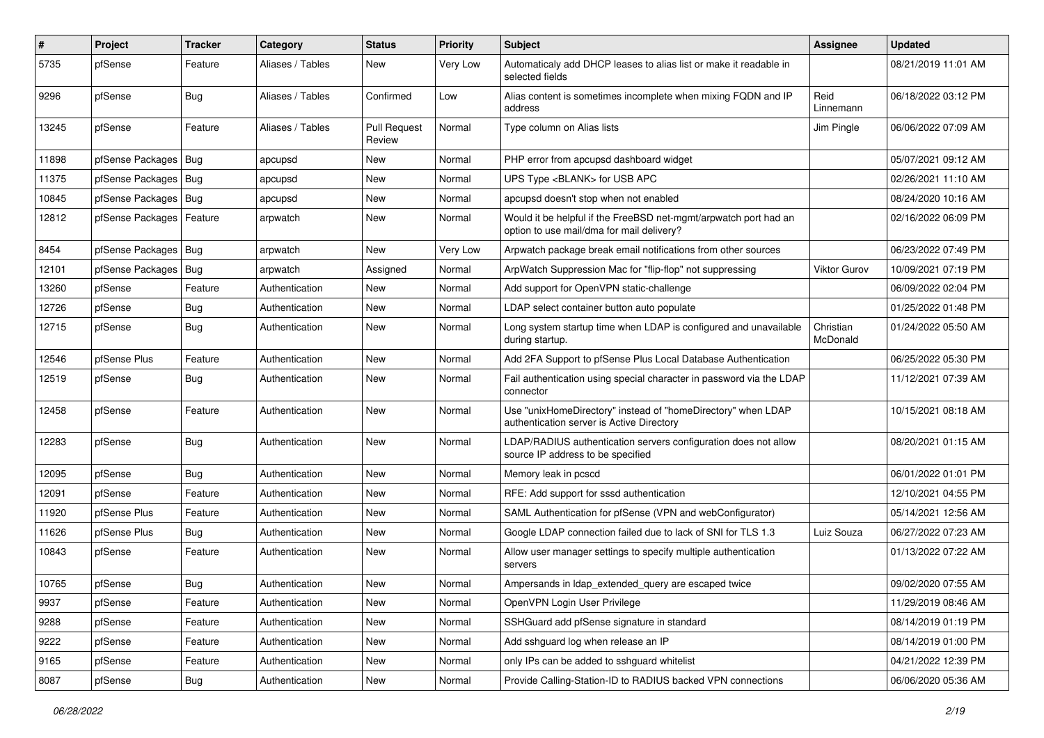| # | Project | Tracker | Category | Status | Priority | Subject | Assignee | Updated |
|---|---|---|---|---|---|---|---|---|
| 5735 | pfSense | Feature | Aliases / Tables | New | Very Low | Automaticaly add DHCP leases to alias list or make it readable in selected fields | | 08/21/2019 11:01 AM |
| 9296 | pfSense | Bug | Aliases / Tables | Confirmed | Low | Alias content is sometimes incomplete when mixing FQDN and IP address | Reid Linnemann | 06/18/2022 03:12 PM |
| 13245 | pfSense | Feature | Aliases / Tables | Pull Request Review | Normal | Type column on Alias lists | Jim Pingle | 06/06/2022 07:09 AM |
| 11898 | pfSense Packages | Bug | apcupsd | New | Normal | PHP error from apcupsd dashboard widget | | 05/07/2021 09:12 AM |
| 11375 | pfSense Packages | Bug | apcupsd | New | Normal | UPS Type <BLANK> for USB APC | | 02/26/2021 11:10 AM |
| 10845 | pfSense Packages | Bug | apcupsd | New | Normal | apcupsd doesn't stop when not enabled | | 08/24/2020 10:16 AM |
| 12812 | pfSense Packages | Feature | arpwatch | New | Normal | Would it be helpful if the FreeBSD net-mgmt/arpwatch port had an option to use mail/dma for mail delivery? | | 02/16/2022 06:09 PM |
| 8454 | pfSense Packages | Bug | arpwatch | New | Very Low | Arpwatch package break email notifications from other sources | | 06/23/2022 07:49 PM |
| 12101 | pfSense Packages | Bug | arpwatch | Assigned | Normal | ArpWatch Suppression Mac for "flip-flop" not suppressing | Viktor Gurov | 10/09/2021 07:19 PM |
| 13260 | pfSense | Feature | Authentication | New | Normal | Add support for OpenVPN static-challenge | | 06/09/2022 02:04 PM |
| 12726 | pfSense | Bug | Authentication | New | Normal | LDAP select container button auto populate | | 01/25/2022 01:48 PM |
| 12715 | pfSense | Bug | Authentication | New | Normal | Long system startup time when LDAP is configured and unavailable during startup. | Christian McDonald | 01/24/2022 05:50 AM |
| 12546 | pfSense Plus | Feature | Authentication | New | Normal | Add 2FA Support to pfSense Plus Local Database Authentication | | 06/25/2022 05:30 PM |
| 12519 | pfSense | Bug | Authentication | New | Normal | Fail authentication using special character in password via the LDAP connector | | 11/12/2021 07:39 AM |
| 12458 | pfSense | Feature | Authentication | New | Normal | Use "unixHomeDirectory" instead of "homeDirectory" when LDAP authentication server is Active Directory | | 10/15/2021 08:18 AM |
| 12283 | pfSense | Bug | Authentication | New | Normal | LDAP/RADIUS authentication servers configuration does not allow source IP address to be specified | | 08/20/2021 01:15 AM |
| 12095 | pfSense | Bug | Authentication | New | Normal | Memory leak in pcscd | | 06/01/2022 01:01 PM |
| 12091 | pfSense | Feature | Authentication | New | Normal | RFE: Add support for sssd authentication | | 12/10/2021 04:55 PM |
| 11920 | pfSense Plus | Feature | Authentication | New | Normal | SAML Authentication for pfSense (VPN and webConfigurator) | | 05/14/2021 12:56 AM |
| 11626 | pfSense Plus | Bug | Authentication | New | Normal | Google LDAP connection failed due to lack of SNI for TLS 1.3 | Luiz Souza | 06/27/2022 07:23 AM |
| 10843 | pfSense | Feature | Authentication | New | Normal | Allow user manager settings to specify multiple authentication servers | | 01/13/2022 07:22 AM |
| 10765 | pfSense | Bug | Authentication | New | Normal | Ampersands in ldap_extended_query are escaped twice | | 09/02/2020 07:55 AM |
| 9937 | pfSense | Feature | Authentication | New | Normal | OpenVPN Login User Privilege | | 11/29/2019 08:46 AM |
| 9288 | pfSense | Feature | Authentication | New | Normal | SSHGuard add pfSense signature in standard | | 08/14/2019 01:19 PM |
| 9222 | pfSense | Feature | Authentication | New | Normal | Add sshguard log when release an IP | | 08/14/2019 01:00 PM |
| 9165 | pfSense | Feature | Authentication | New | Normal | only IPs can be added to sshguard whitelist | | 04/21/2022 12:39 PM |
| 8087 | pfSense | Bug | Authentication | New | Normal | Provide Calling-Station-ID to RADIUS backed VPN connections | | 06/06/2020 05:36 AM |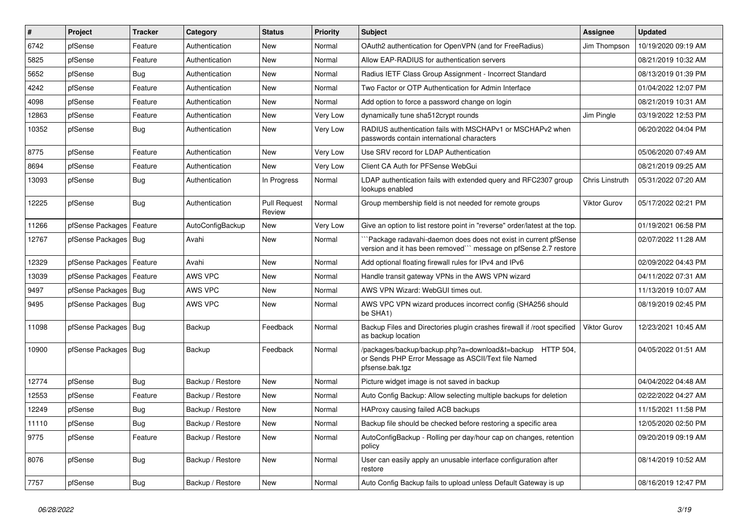| # | Project | Tracker | Category | Status | Priority | Subject | Assignee | Updated |
|---|---|---|---|---|---|---|---|---|
| 6742 | pfSense | Feature | Authentication | New | Normal | OAuth2 authentication for OpenVPN (and for FreeRadius) | Jim Thompson | 10/19/2020 09:19 AM |
| 5825 | pfSense | Feature | Authentication | New | Normal | Allow EAP-RADIUS for authentication servers | | 08/21/2019 10:32 AM |
| 5652 | pfSense | Bug | Authentication | New | Normal | Radius IETF Class Group Assignment - Incorrect Standard | | 08/13/2019 01:39 PM |
| 4242 | pfSense | Feature | Authentication | New | Normal | Two Factor or OTP Authentication for Admin Interface | | 01/04/2022 12:07 PM |
| 4098 | pfSense | Feature | Authentication | New | Normal | Add option to force a password change on login | | 08/21/2019 10:31 AM |
| 12863 | pfSense | Feature | Authentication | New | Very Low | dynamically tune sha512crypt rounds | Jim Pingle | 03/19/2022 12:53 PM |
| 10352 | pfSense | Bug | Authentication | New | Very Low | RADIUS authentication fails with MSCHAPv1 or MSCHAPv2 when passwords contain international characters | | 06/20/2022 04:04 PM |
| 8775 | pfSense | Feature | Authentication | New | Very Low | Use SRV record for LDAP Authentication | | 05/06/2020 07:49 AM |
| 8694 | pfSense | Feature | Authentication | New | Very Low | Client CA Auth for PFSense WebGui | | 08/21/2019 09:25 AM |
| 13093 | pfSense | Bug | Authentication | In Progress | Normal | LDAP authentication fails with extended query and RFC2307 group lookups enabled | Chris Linstruth | 05/31/2022 07:20 AM |
| 12225 | pfSense | Bug | Authentication | Pull Request Review | Normal | Group membership field is not needed for remote groups | Viktor Gurov | 05/17/2022 02:21 PM |
| 11266 | pfSense Packages | Feature | AutoConfigBackup | New | Very Low | Give an option to list restore point in "reverse" order/latest at the top. | | 01/19/2021 06:58 PM |
| 12767 | pfSense Packages | Bug | Avahi | New | Normal | ```Package radavahi-daemon does does not exist in current pfSense version and it has been removed``` message on pfSense 2.7 restore | | 02/07/2022 11:28 AM |
| 12329 | pfSense Packages | Feature | Avahi | New | Normal | Add optional floating firewall rules for IPv4 and IPv6 | | 02/09/2022 04:43 PM |
| 13039 | pfSense Packages | Feature | AWS VPC | New | Normal | Handle transit gateway VPNs in the AWS VPN wizard | | 04/11/2022 07:31 AM |
| 9497 | pfSense Packages | Bug | AWS VPC | New | Normal | AWS VPN Wizard: WebGUI times out. | | 11/13/2019 10:07 AM |
| 9495 | pfSense Packages | Bug | AWS VPC | New | Normal | AWS VPC VPN wizard produces incorrect config (SHA256 should be SHA1) | | 08/19/2019 02:45 PM |
| 11098 | pfSense Packages | Bug | Backup | Feedback | Normal | Backup Files and Directories plugin crashes firewall if /root specified as backup location | Viktor Gurov | 12/23/2021 10:45 AM |
| 10900 | pfSense Packages | Bug | Backup | Feedback | Normal | /packages/backup/backup.php?a=download&t=backup HTTP 504, or Sends PHP Error Message as ASCII/Text file Named pfsense.bak.tgz | | 04/05/2022 01:51 AM |
| 12774 | pfSense | Bug | Backup / Restore | New | Normal | Picture widget image is not saved in backup | | 04/04/2022 04:48 AM |
| 12553 | pfSense | Feature | Backup / Restore | New | Normal | Auto Config Backup: Allow selecting multiple backups for deletion | | 02/22/2022 04:27 AM |
| 12249 | pfSense | Bug | Backup / Restore | New | Normal | HAProxy causing failed ACB backups | | 11/15/2021 11:58 PM |
| 11110 | pfSense | Bug | Backup / Restore | New | Normal | Backup file should be checked before restoring a specific area | | 12/05/2020 02:50 PM |
| 9775 | pfSense | Feature | Backup / Restore | New | Normal | AutoConfigBackup - Rolling per day/hour cap on changes, retention policy | | 09/20/2019 09:19 AM |
| 8076 | pfSense | Bug | Backup / Restore | New | Normal | User can easily apply an unusable interface configuration after restore | | 08/14/2019 10:52 AM |
| 7757 | pfSense | Bug | Backup / Restore | New | Normal | Auto Config Backup fails to upload unless Default Gateway is up | | 08/16/2019 12:47 PM |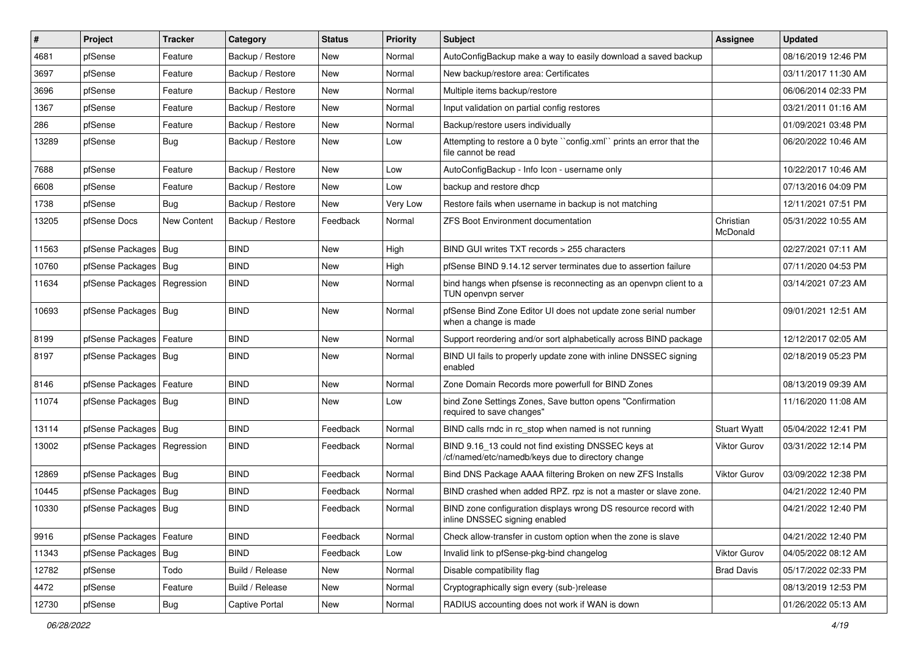| # | Project | Tracker | Category | Status | Priority | Subject | Assignee | Updated |
|---|---|---|---|---|---|---|---|---|
| 4681 | pfSense | Feature | Backup / Restore | New | Normal | AutoConfigBackup make a way to easily download a saved backup | | 08/16/2019 12:46 PM |
| 3697 | pfSense | Feature | Backup / Restore | New | Normal | New backup/restore area: Certificates | | 03/11/2017 11:30 AM |
| 3696 | pfSense | Feature | Backup / Restore | New | Normal | Multiple items backup/restore | | 06/06/2014 02:33 PM |
| 1367 | pfSense | Feature | Backup / Restore | New | Normal | Input validation on partial config restores | | 03/21/2011 01:16 AM |
| 286 | pfSense | Feature | Backup / Restore | New | Normal | Backup/restore users individually | | 01/09/2021 03:48 PM |
| 13289 | pfSense | Bug | Backup / Restore | New | Low | Attempting to restore a 0 byte ``config.xml`` prints an error that the file cannot be read | | 06/20/2022 10:46 AM |
| 7688 | pfSense | Feature | Backup / Restore | New | Low | AutoConfigBackup - Info Icon - username only | | 10/22/2017 10:46 AM |
| 6608 | pfSense | Feature | Backup / Restore | New | Low | backup and restore dhcp | | 07/13/2016 04:09 PM |
| 1738 | pfSense | Bug | Backup / Restore | New | Very Low | Restore fails when username in backup is not matching | | 12/11/2021 07:51 PM |
| 13205 | pfSense Docs | New Content | Backup / Restore | Feedback | Normal | ZFS Boot Environment documentation | Christian McDonald | 05/31/2022 10:55 AM |
| 11563 | pfSense Packages | Bug | BIND | New | High | BIND GUI writes TXT records > 255 characters | | 02/27/2021 07:11 AM |
| 10760 | pfSense Packages | Bug | BIND | New | High | pfSense BIND 9.14.12 server terminates due to assertion failure | | 07/11/2020 04:53 PM |
| 11634 | pfSense Packages | Regression | BIND | New | Normal | bind hangs when pfsense is reconnecting as an openvpn client to a TUN openvpn server | | 03/14/2021 07:23 AM |
| 10693 | pfSense Packages | Bug | BIND | New | Normal | pfSense Bind Zone Editor UI does not update zone serial number when a change is made | | 09/01/2021 12:51 AM |
| 8199 | pfSense Packages | Feature | BIND | New | Normal | Support reordering and/or sort alphabetically across BIND package | | 12/12/2017 02:05 AM |
| 8197 | pfSense Packages | Bug | BIND | New | Normal | BIND UI fails to properly update zone with inline DNSSEC signing enabled | | 02/18/2019 05:23 PM |
| 8146 | pfSense Packages | Feature | BIND | New | Normal | Zone Domain Records more powerfull for BIND Zones | | 08/13/2019 09:39 AM |
| 11074 | pfSense Packages | Bug | BIND | New | Low | bind Zone Settings Zones, Save button opens "Confirmation required to save changes" | | 11/16/2020 11:08 AM |
| 13114 | pfSense Packages | Bug | BIND | Feedback | Normal | BIND calls rndc in rc_stop when named is not running | Stuart Wyatt | 05/04/2022 12:41 PM |
| 13002 | pfSense Packages | Regression | BIND | Feedback | Normal | BIND 9.16_13 could not find existing DNSSEC keys at /cf/named/etc/namedb/keys due to directory change | Viktor Gurov | 03/31/2022 12:14 PM |
| 12869 | pfSense Packages | Bug | BIND | Feedback | Normal | Bind DNS Package AAAA filtering Broken on new ZFS Installs | Viktor Gurov | 03/09/2022 12:38 PM |
| 10445 | pfSense Packages | Bug | BIND | Feedback | Normal | BIND crashed when added RPZ. rpz is not a master or slave zone. | | 04/21/2022 12:40 PM |
| 10330 | pfSense Packages | Bug | BIND | Feedback | Normal | BIND zone configuration displays wrong DS resource record with inline DNSSEC signing enabled | | 04/21/2022 12:40 PM |
| 9916 | pfSense Packages | Feature | BIND | Feedback | Normal | Check allow-transfer in custom option when the zone is slave | | 04/21/2022 12:40 PM |
| 11343 | pfSense Packages | Bug | BIND | Feedback | Low | Invalid link to pfSense-pkg-bind changelog | Viktor Gurov | 04/05/2022 08:12 AM |
| 12782 | pfSense | Todo | Build / Release | New | Normal | Disable compatibility flag | Brad Davis | 05/17/2022 02:33 PM |
| 4472 | pfSense | Feature | Build / Release | New | Normal | Cryptographically sign every (sub-)release | | 08/13/2019 12:53 PM |
| 12730 | pfSense | Bug | Captive Portal | New | Normal | RADIUS accounting does not work if WAN is down | | 01/26/2022 05:13 AM |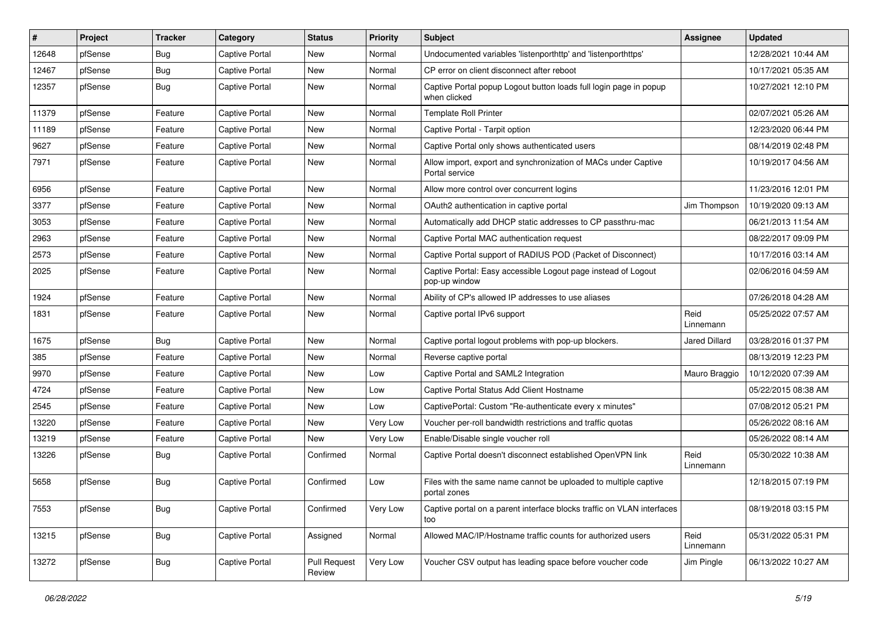| # | Project | Tracker | Category | Status | Priority | Subject | Assignee | Updated |
|---|---|---|---|---|---|---|---|---|
| 12648 | pfSense | Bug | Captive Portal | New | Normal | Undocumented variables 'listenporthttp' and 'listenporthttps' | | 12/28/2021 10:44 AM |
| 12467 | pfSense | Bug | Captive Portal | New | Normal | CP error on client disconnect after reboot | | 10/17/2021 05:35 AM |
| 12357 | pfSense | Bug | Captive Portal | New | Normal | Captive Portal popup Logout button loads full login page in popup when clicked | | 10/27/2021 12:10 PM |
| 11379 | pfSense | Feature | Captive Portal | New | Normal | Template Roll Printer | | 02/07/2021 05:26 AM |
| 11189 | pfSense | Feature | Captive Portal | New | Normal | Captive Portal - Tarpit option | | 12/23/2020 06:44 PM |
| 9627 | pfSense | Feature | Captive Portal | New | Normal | Captive Portal only shows authenticated users | | 08/14/2019 02:48 PM |
| 7971 | pfSense | Feature | Captive Portal | New | Normal | Allow import, export and synchronization of MACs under Captive Portal service | | 10/19/2017 04:56 AM |
| 6956 | pfSense | Feature | Captive Portal | New | Normal | Allow more control over concurrent logins | | 11/23/2016 12:01 PM |
| 3377 | pfSense | Feature | Captive Portal | New | Normal | OAuth2 authentication in captive portal | Jim Thompson | 10/19/2020 09:13 AM |
| 3053 | pfSense | Feature | Captive Portal | New | Normal | Automatically add DHCP static addresses to CP passthru-mac | | 06/21/2013 11:54 AM |
| 2963 | pfSense | Feature | Captive Portal | New | Normal | Captive Portal MAC authentication request | | 08/22/2017 09:09 PM |
| 2573 | pfSense | Feature | Captive Portal | New | Normal | Captive Portal support of RADIUS POD (Packet of Disconnect) | | 10/17/2016 03:14 AM |
| 2025 | pfSense | Feature | Captive Portal | New | Normal | Captive Portal: Easy accessible Logout page instead of Logout pop-up window | | 02/06/2016 04:59 AM |
| 1924 | pfSense | Feature | Captive Portal | New | Normal | Ability of CP's allowed IP addresses to use aliases | | 07/26/2018 04:28 AM |
| 1831 | pfSense | Feature | Captive Portal | New | Normal | Captive portal IPv6 support | Reid Linnemann | 05/25/2022 07:57 AM |
| 1675 | pfSense | Bug | Captive Portal | New | Normal | Captive portal logout problems with pop-up blockers. | Jared Dillard | 03/28/2016 01:37 PM |
| 385 | pfSense | Feature | Captive Portal | New | Normal | Reverse captive portal | | 08/13/2019 12:23 PM |
| 9970 | pfSense | Feature | Captive Portal | New | Low | Captive Portal and SAML2 Integration | Mauro Braggio | 10/12/2020 07:39 AM |
| 4724 | pfSense | Feature | Captive Portal | New | Low | Captive Portal Status Add Client Hostname | | 05/22/2015 08:38 AM |
| 2545 | pfSense | Feature | Captive Portal | New | Low | CaptivePortal: Custom "Re-authenticate every x minutes" | | 07/08/2012 05:21 PM |
| 13220 | pfSense | Feature | Captive Portal | New | Very Low | Voucher per-roll bandwidth restrictions and traffic quotas | | 05/26/2022 08:16 AM |
| 13219 | pfSense | Feature | Captive Portal | New | Very Low | Enable/Disable single voucher roll | | 05/26/2022 08:14 AM |
| 13226 | pfSense | Bug | Captive Portal | Confirmed | Normal | Captive Portal doesn't disconnect established OpenVPN link | Reid Linnemann | 05/30/2022 10:38 AM |
| 5658 | pfSense | Bug | Captive Portal | Confirmed | Low | Files with the same name cannot be uploaded to multiple captive portal zones | | 12/18/2015 07:19 PM |
| 7553 | pfSense | Bug | Captive Portal | Confirmed | Very Low | Captive portal on a parent interface blocks traffic on VLAN interfaces too | | 08/19/2018 03:15 PM |
| 13215 | pfSense | Bug | Captive Portal | Assigned | Normal | Allowed MAC/IP/Hostname traffic counts for authorized users | Reid Linnemann | 05/31/2022 05:31 PM |
| 13272 | pfSense | Bug | Captive Portal | Pull Request Review | Very Low | Voucher CSV output has leading space before voucher code | Jim Pingle | 06/13/2022 10:27 AM |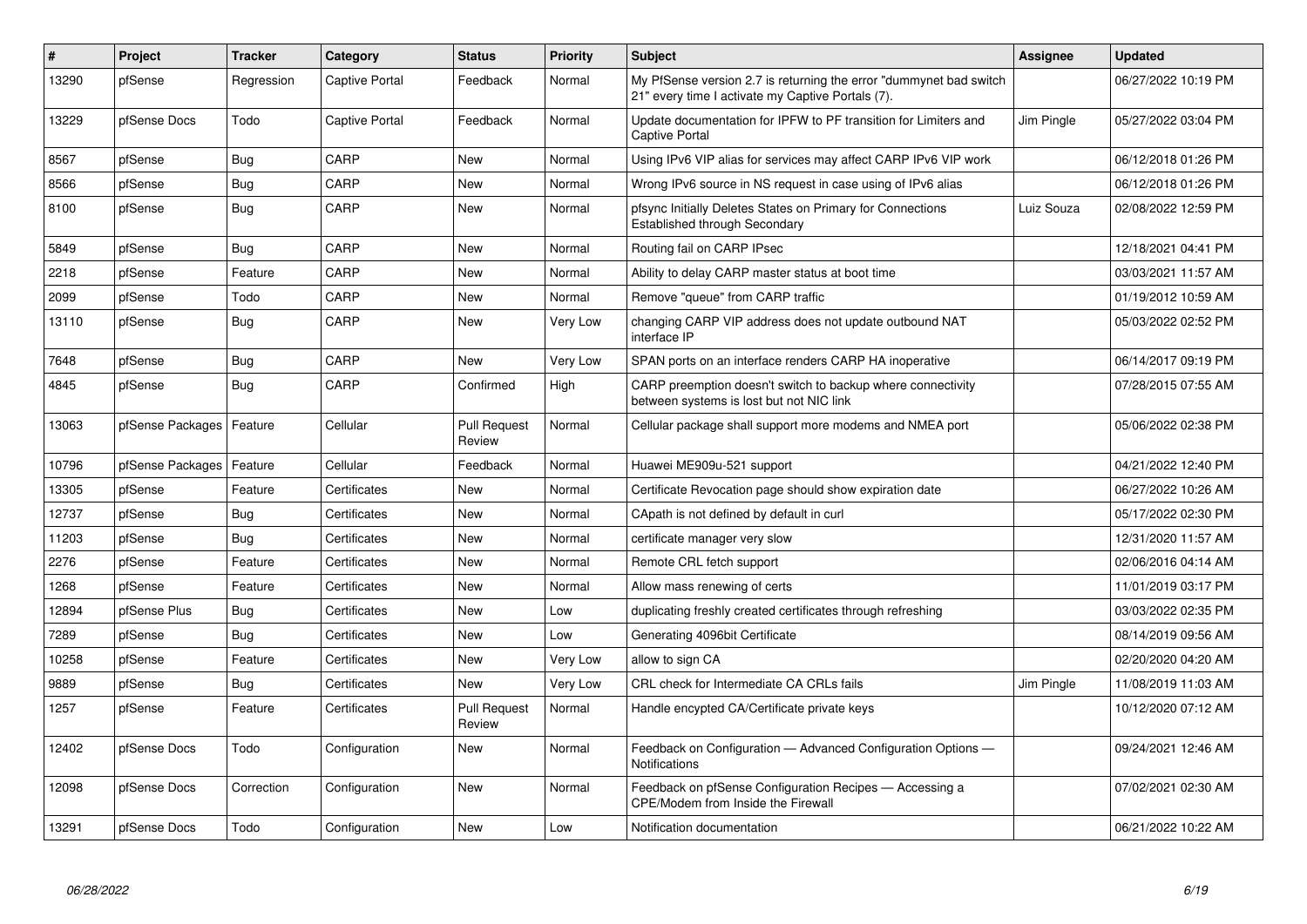| # | Project | Tracker | Category | Status | Priority | Subject | Assignee | Updated |
|---|---|---|---|---|---|---|---|---|
| 13290 | pfSense | Regression | Captive Portal | Feedback | Normal | My PfSense version 2.7 is returning the error "dummynet bad switch 21" every time I activate my Captive Portals (7). | | 06/27/2022 10:19 PM |
| 13229 | pfSense Docs | Todo | Captive Portal | Feedback | Normal | Update documentation for IPFW to PF transition for Limiters and Captive Portal | Jim Pingle | 05/27/2022 03:04 PM |
| 8567 | pfSense | Bug | CARP | New | Normal | Using IPv6 VIP alias for services may affect CARP IPv6 VIP work | | 06/12/2018 01:26 PM |
| 8566 | pfSense | Bug | CARP | New | Normal | Wrong IPv6 source in NS request in case using of IPv6 alias | | 06/12/2018 01:26 PM |
| 8100 | pfSense | Bug | CARP | New | Normal | pfsync Initially Deletes States on Primary for Connections Established through Secondary | Luiz Souza | 02/08/2022 12:59 PM |
| 5849 | pfSense | Bug | CARP | New | Normal | Routing fail on CARP IPsec | | 12/18/2021 04:41 PM |
| 2218 | pfSense | Feature | CARP | New | Normal | Ability to delay CARP master status at boot time | | 03/03/2021 11:57 AM |
| 2099 | pfSense | Todo | CARP | New | Normal | Remove "queue" from CARP traffic | | 01/19/2012 10:59 AM |
| 13110 | pfSense | Bug | CARP | New | Very Low | changing CARP VIP address does not update outbound NAT interface IP | | 05/03/2022 02:52 PM |
| 7648 | pfSense | Bug | CARP | New | Very Low | SPAN ports on an interface renders CARP HA inoperative | | 06/14/2017 09:19 PM |
| 4845 | pfSense | Bug | CARP | Confirmed | High | CARP preemption doesn't switch to backup where connectivity between systems is lost but not NIC link | | 07/28/2015 07:55 AM |
| 13063 | pfSense Packages | Feature | Cellular | Pull Request Review | Normal | Cellular package shall support more modems and NMEA port | | 05/06/2022 02:38 PM |
| 10796 | pfSense Packages | Feature | Cellular | Feedback | Normal | Huawei ME909u-521 support | | 04/21/2022 12:40 PM |
| 13305 | pfSense | Feature | Certificates | New | Normal | Certificate Revocation page should show expiration date | | 06/27/2022 10:26 AM |
| 12737 | pfSense | Bug | Certificates | New | Normal | CApath is not defined by default in curl | | 05/17/2022 02:30 PM |
| 11203 | pfSense | Bug | Certificates | New | Normal | certificate manager very slow | | 12/31/2020 11:57 AM |
| 2276 | pfSense | Feature | Certificates | New | Normal | Remote CRL fetch support | | 02/06/2016 04:14 AM |
| 1268 | pfSense | Feature | Certificates | New | Normal | Allow mass renewing of certs | | 11/01/2019 03:17 PM |
| 12894 | pfSense Plus | Bug | Certificates | New | Low | duplicating freshly created certificates through refreshing | | 03/03/2022 02:35 PM |
| 7289 | pfSense | Bug | Certificates | New | Low | Generating 4096bit Certificate | | 08/14/2019 09:56 AM |
| 10258 | pfSense | Feature | Certificates | New | Very Low | allow to sign CA | | 02/20/2020 04:20 AM |
| 9889 | pfSense | Bug | Certificates | New | Very Low | CRL check for Intermediate CA CRLs fails | Jim Pingle | 11/08/2019 11:03 AM |
| 1257 | pfSense | Feature | Certificates | Pull Request Review | Normal | Handle encypted CA/Certificate private keys | | 10/12/2020 07:12 AM |
| 12402 | pfSense Docs | Todo | Configuration | New | Normal | Feedback on Configuration — Advanced Configuration Options — Notifications | | 09/24/2021 12:46 AM |
| 12098 | pfSense Docs | Correction | Configuration | New | Normal | Feedback on pfSense Configuration Recipes — Accessing a CPE/Modem from Inside the Firewall | | 07/02/2021 02:30 AM |
| 13291 | pfSense Docs | Todo | Configuration | New | Low | Notification documentation | | 06/21/2022 10:22 AM |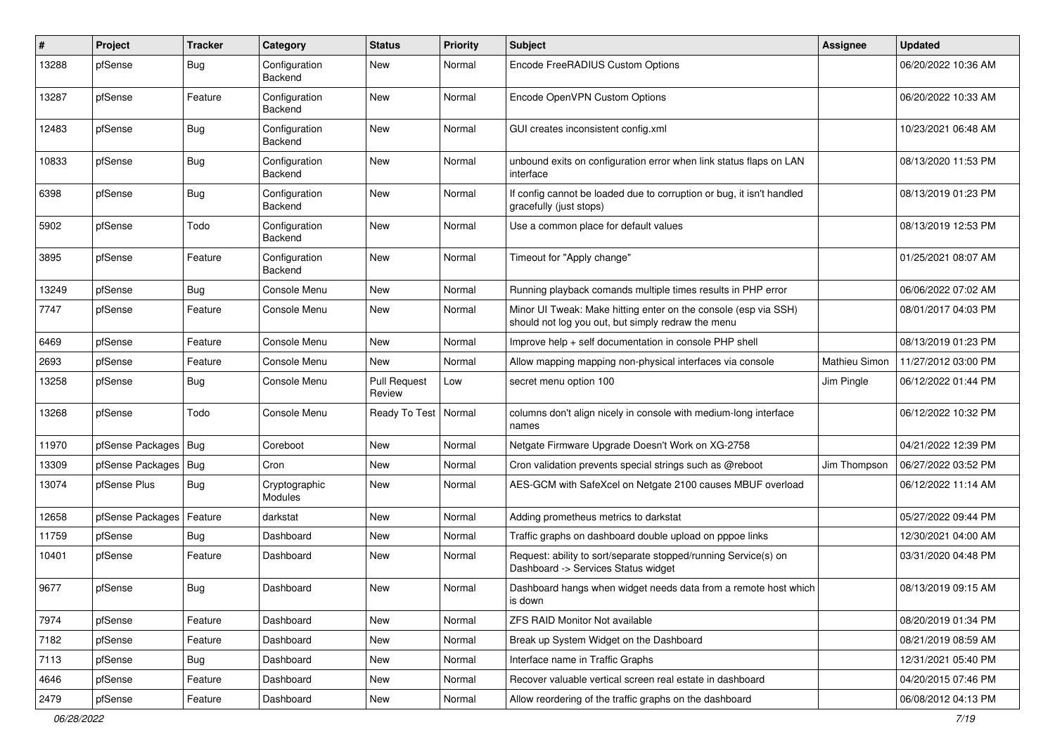| # | Project | Tracker | Category | Status | Priority | Subject | Assignee | Updated |
|---|---|---|---|---|---|---|---|---|
| 13288 | pfSense | Bug | Configuration Backend | New | Normal | Encode FreeRADIUS Custom Options | | 06/20/2022 10:36 AM |
| 13287 | pfSense | Feature | Configuration Backend | New | Normal | Encode OpenVPN Custom Options | | 06/20/2022 10:33 AM |
| 12483 | pfSense | Bug | Configuration Backend | New | Normal | GUI creates inconsistent config.xml | | 10/23/2021 06:48 AM |
| 10833 | pfSense | Bug | Configuration Backend | New | Normal | unbound exits on configuration error when link status flaps on LAN interface | | 08/13/2020 11:53 PM |
| 6398 | pfSense | Bug | Configuration Backend | New | Normal | If config cannot be loaded due to corruption or bug, it isn't handled gracefully (just stops) | | 08/13/2019 01:23 PM |
| 5902 | pfSense | Todo | Configuration Backend | New | Normal | Use a common place for default values | | 08/13/2019 12:53 PM |
| 3895 | pfSense | Feature | Configuration Backend | New | Normal | Timeout for "Apply change" | | 01/25/2021 08:07 AM |
| 13249 | pfSense | Bug | Console Menu | New | Normal | Running playback comands multiple times results in PHP error | | 06/06/2022 07:02 AM |
| 7747 | pfSense | Feature | Console Menu | New | Normal | Minor UI Tweak: Make hitting enter on the console (esp via SSH) should not log you out, but simply redraw the menu | | 08/01/2017 04:03 PM |
| 6469 | pfSense | Feature | Console Menu | New | Normal | Improve help + self documentation in console PHP shell | | 08/13/2019 01:23 PM |
| 2693 | pfSense | Feature | Console Menu | New | Normal | Allow mapping mapping non-physical interfaces via console | Mathieu Simon | 11/27/2012 03:00 PM |
| 13258 | pfSense | Bug | Console Menu | Pull Request Review | Low | secret menu option 100 | Jim Pingle | 06/12/2022 01:44 PM |
| 13268 | pfSense | Todo | Console Menu | Ready To Test | Normal | columns don't align nicely in console with medium-long interface names | | 06/12/2022 10:32 PM |
| 11970 | pfSense Packages | Bug | Coreboot | New | Normal | Netgate Firmware Upgrade Doesn't Work on XG-2758 | | 04/21/2022 12:39 PM |
| 13309 | pfSense Packages | Bug | Cron | New | Normal | Cron validation prevents special strings such as @reboot | Jim Thompson | 06/27/2022 03:52 PM |
| 13074 | pfSense Plus | Bug | Cryptographic Modules | New | Normal | AES-GCM with SafeXcel on Netgate 2100 causes MBUF overload | | 06/12/2022 11:14 AM |
| 12658 | pfSense Packages | Feature | darkstat | New | Normal | Adding prometheus metrics to darkstat | | 05/27/2022 09:44 PM |
| 11759 | pfSense | Bug | Dashboard | New | Normal | Traffic graphs on dashboard double upload on pppoe links | | 12/30/2021 04:00 AM |
| 10401 | pfSense | Feature | Dashboard | New | Normal | Request: ability to sort/separate stopped/running Service(s) on Dashboard -> Services Status widget | | 03/31/2020 04:48 PM |
| 9677 | pfSense | Bug | Dashboard | New | Normal | Dashboard hangs when widget needs data from a remote host which is down | | 08/13/2019 09:15 AM |
| 7974 | pfSense | Feature | Dashboard | New | Normal | ZFS RAID Monitor Not available | | 08/20/2019 01:34 PM |
| 7182 | pfSense | Feature | Dashboard | New | Normal | Break up System Widget on the Dashboard | | 08/21/2019 08:59 AM |
| 7113 | pfSense | Bug | Dashboard | New | Normal | Interface name in Traffic Graphs | | 12/31/2021 05:40 PM |
| 4646 | pfSense | Feature | Dashboard | New | Normal | Recover valuable vertical screen real estate in dashboard | | 04/20/2015 07:46 PM |
| 2479 | pfSense | Feature | Dashboard | New | Normal | Allow reordering of the traffic graphs on the dashboard | | 06/08/2012 04:13 PM |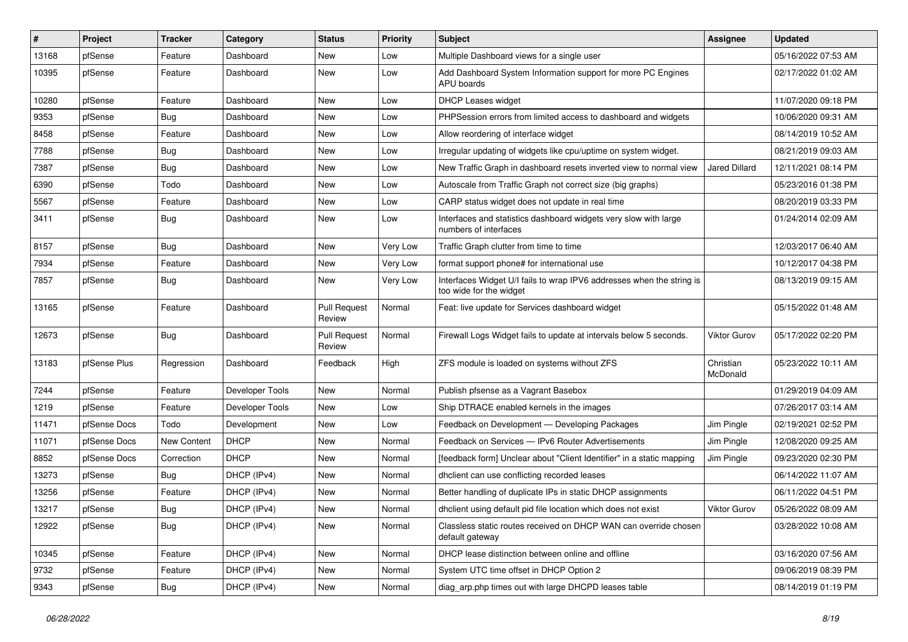| # | Project | Tracker | Category | Status | Priority | Subject | Assignee | Updated |
|---|---|---|---|---|---|---|---|---|
| 13168 | pfSense | Feature | Dashboard | New | Low | Multiple Dashboard views for a single user | | 05/16/2022 07:53 AM |
| 10395 | pfSense | Feature | Dashboard | New | Low | Add Dashboard System Information support for more PC Engines APU boards | | 02/17/2022 01:02 AM |
| 10280 | pfSense | Feature | Dashboard | New | Low | DHCP Leases widget | | 11/07/2020 09:18 PM |
| 9353 | pfSense | Bug | Dashboard | New | Low | PHPSession errors from limited access to dashboard and widgets | | 10/06/2020 09:31 AM |
| 8458 | pfSense | Feature | Dashboard | New | Low | Allow reordering of interface widget | | 08/14/2019 10:52 AM |
| 7788 | pfSense | Bug | Dashboard | New | Low | Irregular updating of widgets like cpu/uptime on system widget. | | 08/21/2019 09:03 AM |
| 7387 | pfSense | Bug | Dashboard | New | Low | New Traffic Graph in dashboard resets inverted view to normal view | Jared Dillard | 12/11/2021 08:14 PM |
| 6390 | pfSense | Todo | Dashboard | New | Low | Autoscale from Traffic Graph not correct size (big graphs) | | 05/23/2016 01:38 PM |
| 5567 | pfSense | Feature | Dashboard | New | Low | CARP status widget does not update in real time | | 08/20/2019 03:33 PM |
| 3411 | pfSense | Bug | Dashboard | New | Low | Interfaces and statistics dashboard widgets very slow with large numbers of interfaces | | 01/24/2014 02:09 AM |
| 8157 | pfSense | Bug | Dashboard | New | Very Low | Traffic Graph clutter from time to time | | 12/03/2017 06:40 AM |
| 7934 | pfSense | Feature | Dashboard | New | Very Low | format support phone# for international use | | 10/12/2017 04:38 PM |
| 7857 | pfSense | Bug | Dashboard | New | Very Low | Interfaces Widget U/I fails to wrap IPV6 addresses when the string is too wide for the widget | | 08/13/2019 09:15 AM |
| 13165 | pfSense | Feature | Dashboard | Pull Request Review | Normal | Feat: live update for Services dashboard widget | | 05/15/2022 01:48 AM |
| 12673 | pfSense | Bug | Dashboard | Pull Request Review | Normal | Firewall Logs Widget fails to update at intervals below 5 seconds. | Viktor Gurov | 05/17/2022 02:20 PM |
| 13183 | pfSense Plus | Regression | Dashboard | Feedback | High | ZFS module is loaded on systems without ZFS | Christian McDonald | 05/23/2022 10:11 AM |
| 7244 | pfSense | Feature | Developer Tools | New | Normal | Publish pfsense as a Vagrant Basebox | | 01/29/2019 04:09 AM |
| 1219 | pfSense | Feature | Developer Tools | New | Low | Ship DTRACE enabled kernels in the images | | 07/26/2017 03:14 AM |
| 11471 | pfSense Docs | Todo | Development | New | Low | Feedback on Development — Developing Packages | Jim Pingle | 02/19/2021 02:52 PM |
| 11071 | pfSense Docs | New Content | DHCP | New | Normal | Feedback on Services — IPv6 Router Advertisements | Jim Pingle | 12/08/2020 09:25 AM |
| 8852 | pfSense Docs | Correction | DHCP | New | Normal | [feedback form] Unclear about "Client Identifier" in a static mapping | Jim Pingle | 09/23/2020 02:30 PM |
| 13273 | pfSense | Bug | DHCP (IPv4) | New | Normal | dhclient can use conflicting recorded leases | | 06/14/2022 11:07 AM |
| 13256 | pfSense | Feature | DHCP (IPv4) | New | Normal | Better handling of duplicate IPs in static DHCP assignments | | 06/11/2022 04:51 PM |
| 13217 | pfSense | Bug | DHCP (IPv4) | New | Normal | dhclient using default pid file location which does not exist | Viktor Gurov | 05/26/2022 08:09 AM |
| 12922 | pfSense | Bug | DHCP (IPv4) | New | Normal | Classless static routes received on DHCP WAN can override chosen default gateway | | 03/28/2022 10:08 AM |
| 10345 | pfSense | Feature | DHCP (IPv4) | New | Normal | DHCP lease distinction between online and offline | | 03/16/2020 07:56 AM |
| 9732 | pfSense | Feature | DHCP (IPv4) | New | Normal | System UTC time offset in DHCP Option 2 | | 09/06/2019 08:39 PM |
| 9343 | pfSense | Bug | DHCP (IPv4) | New | Normal | diag_arp.php times out with large DHCPD leases table | | 08/14/2019 01:19 PM |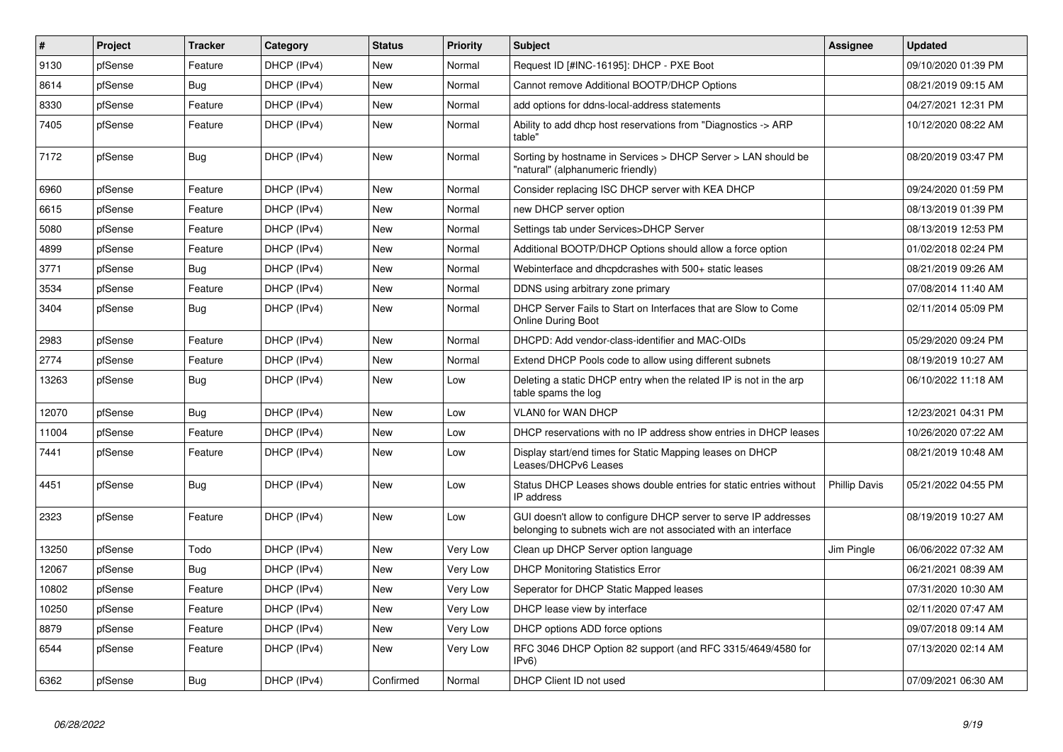| # | Project | Tracker | Category | Status | Priority | Subject | Assignee | Updated |
|---|---|---|---|---|---|---|---|---|
| 9130 | pfSense | Feature | DHCP (IPv4) | New | Normal | Request ID [#INC-16195]: DHCP - PXE Boot | | 09/10/2020 01:39 PM |
| 8614 | pfSense | Bug | DHCP (IPv4) | New | Normal | Cannot remove Additional BOOTP/DHCP Options | | 08/21/2019 09:15 AM |
| 8330 | pfSense | Feature | DHCP (IPv4) | New | Normal | add options for ddns-local-address statements | | 04/27/2021 12:31 PM |
| 7405 | pfSense | Feature | DHCP (IPv4) | New | Normal | Ability to add dhcp host reservations from "Diagnostics -> ARP table" | | 10/12/2020 08:22 AM |
| 7172 | pfSense | Bug | DHCP (IPv4) | New | Normal | Sorting by hostname in Services > DHCP Server > LAN should be "natural" (alphanumeric friendly) | | 08/20/2019 03:47 PM |
| 6960 | pfSense | Feature | DHCP (IPv4) | New | Normal | Consider replacing ISC DHCP server with KEA DHCP | | 09/24/2020 01:59 PM |
| 6615 | pfSense | Feature | DHCP (IPv4) | New | Normal | new DHCP server option | | 08/13/2019 01:39 PM |
| 5080 | pfSense | Feature | DHCP (IPv4) | New | Normal | Settings tab under Services>DHCP Server | | 08/13/2019 12:53 PM |
| 4899 | pfSense | Feature | DHCP (IPv4) | New | Normal | Additional BOOTP/DHCP Options should allow a force option | | 01/02/2018 02:24 PM |
| 3771 | pfSense | Bug | DHCP (IPv4) | New | Normal | Webinterface and dhcpdcrashes with 500+ static leases | | 08/21/2019 09:26 AM |
| 3534 | pfSense | Feature | DHCP (IPv4) | New | Normal | DDNS using arbitrary zone primary | | 07/08/2014 11:40 AM |
| 3404 | pfSense | Bug | DHCP (IPv4) | New | Normal | DHCP Server Fails to Start on Interfaces that are Slow to Come Online During Boot | | 02/11/2014 05:09 PM |
| 2983 | pfSense | Feature | DHCP (IPv4) | New | Normal | DHCPD: Add vendor-class-identifier and MAC-OIDs | | 05/29/2020 09:24 PM |
| 2774 | pfSense | Feature | DHCP (IPv4) | New | Normal | Extend DHCP Pools code to allow using different subnets | | 08/19/2019 10:27 AM |
| 13263 | pfSense | Bug | DHCP (IPv4) | New | Low | Deleting a static DHCP entry when the related IP is not in the arp table spams the log | | 06/10/2022 11:18 AM |
| 12070 | pfSense | Bug | DHCP (IPv4) | New | Low | VLAN0 for WAN DHCP | | 12/23/2021 04:31 PM |
| 11004 | pfSense | Feature | DHCP (IPv4) | New | Low | DHCP reservations with no IP address show entries in DHCP leases | | 10/26/2020 07:22 AM |
| 7441 | pfSense | Feature | DHCP (IPv4) | New | Low | Display start/end times for Static Mapping leases on DHCP Leases/DHCPv6 Leases | | 08/21/2019 10:48 AM |
| 4451 | pfSense | Bug | DHCP (IPv4) | New | Low | Status DHCP Leases shows double entries for static entries without IP address | Phillip Davis | 05/21/2022 04:55 PM |
| 2323 | pfSense | Feature | DHCP (IPv4) | New | Low | GUI doesn't allow to configure DHCP server to serve IP addresses belonging to subnets wich are not associated with an interface | | 08/19/2019 10:27 AM |
| 13250 | pfSense | Todo | DHCP (IPv4) | New | Very Low | Clean up DHCP Server option language | Jim Pingle | 06/06/2022 07:32 AM |
| 12067 | pfSense | Bug | DHCP (IPv4) | New | Very Low | DHCP Monitoring Statistics Error | | 06/21/2021 08:39 AM |
| 10802 | pfSense | Feature | DHCP (IPv4) | New | Very Low | Seperator for DHCP Static Mapped leases | | 07/31/2020 10:30 AM |
| 10250 | pfSense | Feature | DHCP (IPv4) | New | Very Low | DHCP lease view by interface | | 02/11/2020 07:47 AM |
| 8879 | pfSense | Feature | DHCP (IPv4) | New | Very Low | DHCP options ADD force options | | 09/07/2018 09:14 AM |
| 6544 | pfSense | Feature | DHCP (IPv4) | New | Very Low | RFC 3046 DHCP Option 82 support (and RFC 3315/4649/4580 for IPv6) | | 07/13/2020 02:14 AM |
| 6362 | pfSense | Bug | DHCP (IPv4) | Confirmed | Normal | DHCP Client ID not used | | 07/09/2021 06:30 AM |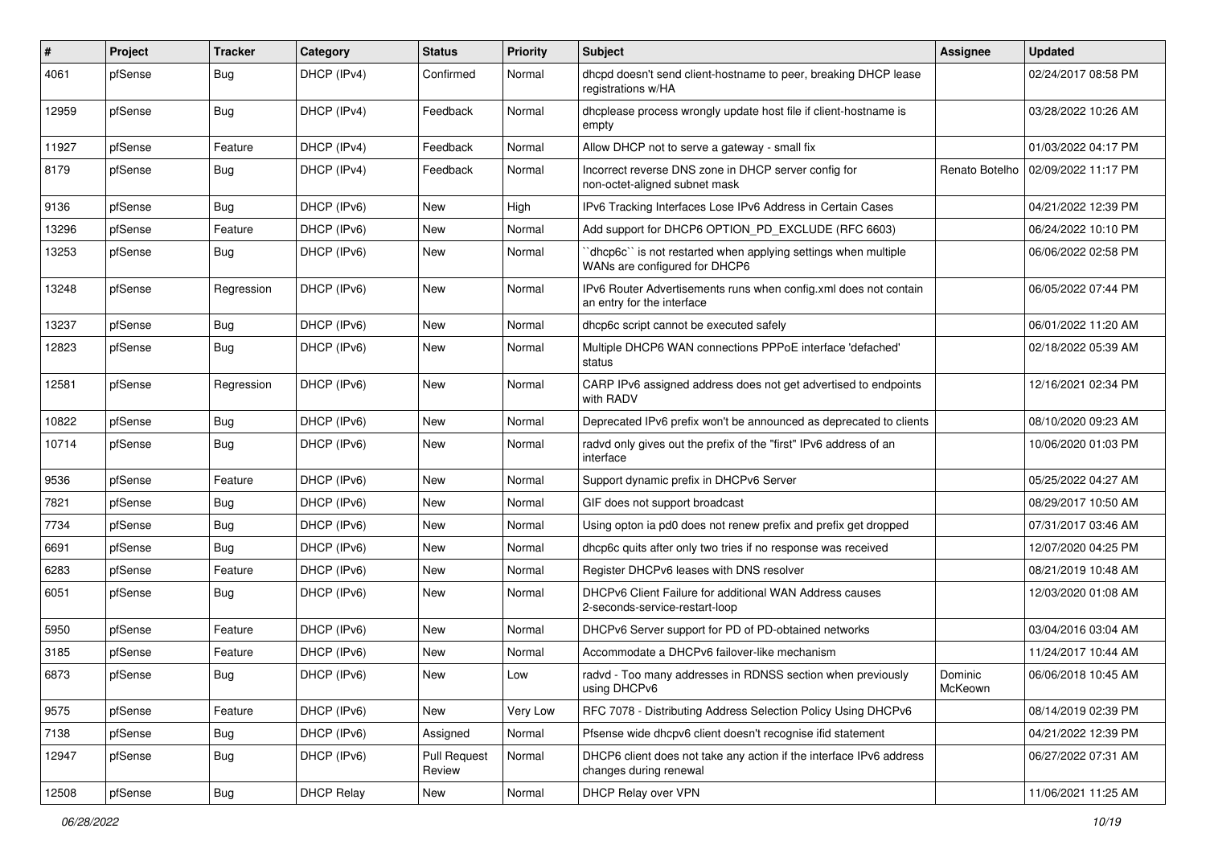| # | Project | Tracker | Category | Status | Priority | Subject | Assignee | Updated |
|---|---|---|---|---|---|---|---|---|
| 4061 | pfSense | Bug | DHCP (IPv4) | Confirmed | Normal | dhcpd doesn't send client-hostname to peer, breaking DHCP lease registrations w/HA | | 02/24/2017 08:58 PM |
| 12959 | pfSense | Bug | DHCP (IPv4) | Feedback | Normal | dhcplease process wrongly update host file if client-hostname is empty | | 03/28/2022 10:26 AM |
| 11927 | pfSense | Feature | DHCP (IPv4) | Feedback | Normal | Allow DHCP not to serve a gateway - small fix | | 01/03/2022 04:17 PM |
| 8179 | pfSense | Bug | DHCP (IPv4) | Feedback | Normal | Incorrect reverse DNS zone in DHCP server config for non-octet-aligned subnet mask | Renato Botelho | 02/09/2022 11:17 PM |
| 9136 | pfSense | Bug | DHCP (IPv6) | New | High | IPv6 Tracking Interfaces Lose IPv6 Address in Certain Cases | | 04/21/2022 12:39 PM |
| 13296 | pfSense | Feature | DHCP (IPv6) | New | Normal | Add support for DHCP6 OPTION_PD_EXCLUDE (RFC 6603) | | 06/24/2022 10:10 PM |
| 13253 | pfSense | Bug | DHCP (IPv6) | New | Normal | ``dhcp6c`` is not restarted when applying settings when multiple WANs are configured for DHCP6 | | 06/06/2022 02:58 PM |
| 13248 | pfSense | Regression | DHCP (IPv6) | New | Normal | IPv6 Router Advertisements runs when config.xml does not contain an entry for the interface | | 06/05/2022 07:44 PM |
| 13237 | pfSense | Bug | DHCP (IPv6) | New | Normal | dhcp6c script cannot be executed safely | | 06/01/2022 11:20 AM |
| 12823 | pfSense | Bug | DHCP (IPv6) | New | Normal | Multiple DHCP6 WAN connections PPPoE interface 'defached' status | | 02/18/2022 05:39 AM |
| 12581 | pfSense | Regression | DHCP (IPv6) | New | Normal | CARP IPv6 assigned address does not get advertised to endpoints with RADV | | 12/16/2021 02:34 PM |
| 10822 | pfSense | Bug | DHCP (IPv6) | New | Normal | Deprecated IPv6 prefix won't be announced as deprecated to clients | | 08/10/2020 09:23 AM |
| 10714 | pfSense | Bug | DHCP (IPv6) | New | Normal | radvd only gives out the prefix of the "first" IPv6 address of an interface | | 10/06/2020 01:03 PM |
| 9536 | pfSense | Feature | DHCP (IPv6) | New | Normal | Support dynamic prefix in DHCPv6 Server | | 05/25/2022 04:27 AM |
| 7821 | pfSense | Bug | DHCP (IPv6) | New | Normal | GIF does not support broadcast | | 08/29/2017 10:50 AM |
| 7734 | pfSense | Bug | DHCP (IPv6) | New | Normal | Using opton ia pd0 does not renew prefix and prefix get dropped | | 07/31/2017 03:46 AM |
| 6691 | pfSense | Bug | DHCP (IPv6) | New | Normal | dhcp6c quits after only two tries if no response was received | | 12/07/2020 04:25 PM |
| 6283 | pfSense | Feature | DHCP (IPv6) | New | Normal | Register DHCPv6 leases with DNS resolver | | 08/21/2019 10:48 AM |
| 6051 | pfSense | Bug | DHCP (IPv6) | New | Normal | DHCPv6 Client Failure for additional WAN Address causes 2-seconds-service-restart-loop | | 12/03/2020 01:08 AM |
| 5950 | pfSense | Feature | DHCP (IPv6) | New | Normal | DHCPv6 Server support for PD of PD-obtained networks | | 03/04/2016 03:04 AM |
| 3185 | pfSense | Feature | DHCP (IPv6) | New | Normal | Accommodate a DHCPv6 failover-like mechanism | | 11/24/2017 10:44 AM |
| 6873 | pfSense | Bug | DHCP (IPv6) | New | Low | radvd - Too many addresses in RDNSS section when previously using DHCPv6 | Dominic McKeown | 06/06/2018 10:45 AM |
| 9575 | pfSense | Feature | DHCP (IPv6) | New | Very Low | RFC 7078 - Distributing Address Selection Policy Using DHCPv6 | | 08/14/2019 02:39 PM |
| 7138 | pfSense | Bug | DHCP (IPv6) | Assigned | Normal | Pfsense wide dhcpv6 client doesn't recognise ifid statement | | 04/21/2022 12:39 PM |
| 12947 | pfSense | Bug | DHCP (IPv6) | Pull Request Review | Normal | DHCP6 client does not take any action if the interface IPv6 address changes during renewal | | 06/27/2022 07:31 AM |
| 12508 | pfSense | Bug | DHCP Relay | New | Normal | DHCP Relay over VPN | | 11/06/2021 11:25 AM |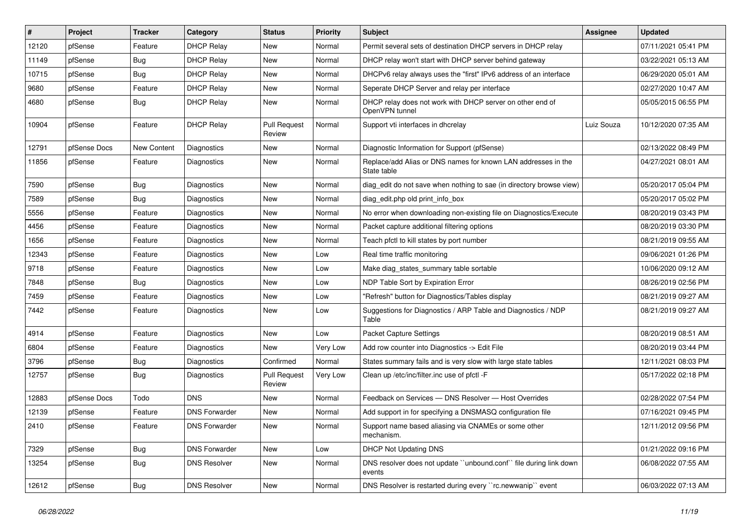| # | Project | Tracker | Category | Status | Priority | Subject | Assignee | Updated |
|---|---|---|---|---|---|---|---|---|
| 12120 | pfSense | Feature | DHCP Relay | New | Normal | Permit several sets of destination DHCP servers in DHCP relay | | 07/11/2021 05:41 PM |
| 11149 | pfSense | Bug | DHCP Relay | New | Normal | DHCP relay won't start with DHCP server behind gateway | | 03/22/2021 05:13 AM |
| 10715 | pfSense | Bug | DHCP Relay | New | Normal | DHCPv6 relay always uses the "first" IPv6 address of an interface | | 06/29/2020 05:01 AM |
| 9680 | pfSense | Feature | DHCP Relay | New | Normal | Seperate DHCP Server and relay per interface | | 02/27/2020 10:47 AM |
| 4680 | pfSense | Bug | DHCP Relay | New | Normal | DHCP relay does not work with DHCP server on other end of OpenVPN tunnel | | 05/05/2015 06:55 PM |
| 10904 | pfSense | Feature | DHCP Relay | Pull Request Review | Normal | Support vti interfaces in dhcrelay | Luiz Souza | 10/12/2020 07:35 AM |
| 12791 | pfSense Docs | New Content | Diagnostics | New | Normal | Diagnostic Information for Support (pfSense) | | 02/13/2022 08:49 PM |
| 11856 | pfSense | Feature | Diagnostics | New | Normal | Replace/add Alias or DNS names for known LAN addresses in the State table | | 04/27/2021 08:01 AM |
| 7590 | pfSense | Bug | Diagnostics | New | Normal | diag_edit do not save when nothing to sae (in directory browse view) | | 05/20/2017 05:04 PM |
| 7589 | pfSense | Bug | Diagnostics | New | Normal | diag_edit.php old print_info_box | | 05/20/2017 05:02 PM |
| 5556 | pfSense | Feature | Diagnostics | New | Normal | No error when downloading non-existing file on Diagnostics/Execute | | 08/20/2019 03:43 PM |
| 4456 | pfSense | Feature | Diagnostics | New | Normal | Packet capture additional filtering options | | 08/20/2019 03:30 PM |
| 1656 | pfSense | Feature | Diagnostics | New | Normal | Teach pfctl to kill states by port number | | 08/21/2019 09:55 AM |
| 12343 | pfSense | Feature | Diagnostics | New | Low | Real time traffic monitoring | | 09/06/2021 01:26 PM |
| 9718 | pfSense | Feature | Diagnostics | New | Low | Make diag_states_summary table sortable | | 10/06/2020 09:12 AM |
| 7848 | pfSense | Bug | Diagnostics | New | Low | NDP Table Sort by Expiration Error | | 08/26/2019 02:56 PM |
| 7459 | pfSense | Feature | Diagnostics | New | Low | "Refresh" button for Diagnostics/Tables display | | 08/21/2019 09:27 AM |
| 7442 | pfSense | Feature | Diagnostics | New | Low | Suggestions for Diagnostics / ARP Table and Diagnostics / NDP Table | | 08/21/2019 09:27 AM |
| 4914 | pfSense | Feature | Diagnostics | New | Low | Packet Capture Settings | | 08/20/2019 08:51 AM |
| 6804 | pfSense | Feature | Diagnostics | New | Very Low | Add row counter into Diagnostics -> Edit File | | 08/20/2019 03:44 PM |
| 3796 | pfSense | Bug | Diagnostics | Confirmed | Normal | States summary fails and is very slow with large state tables | | 12/11/2021 08:03 PM |
| 12757 | pfSense | Bug | Diagnostics | Pull Request Review | Very Low | Clean up /etc/inc/filter.inc use of pfctl -F | | 05/17/2022 02:18 PM |
| 12883 | pfSense Docs | Todo | DNS | New | Normal | Feedback on Services — DNS Resolver — Host Overrides | | 02/28/2022 07:54 PM |
| 12139 | pfSense | Feature | DNS Forwarder | New | Normal | Add support in for specifying a DNSMASQ configuration file | | 07/16/2021 09:45 PM |
| 2410 | pfSense | Feature | DNS Forwarder | New | Normal | Support name based aliasing via CNAMEs or some other mechanism. | | 12/11/2012 09:56 PM |
| 7329 | pfSense | Bug | DNS Forwarder | New | Low | DHCP Not Updating DNS | | 01/21/2022 09:16 PM |
| 13254 | pfSense | Bug | DNS Resolver | New | Normal | DNS resolver does not update ``unbound.conf`` file during link down events | | 06/08/2022 07:55 AM |
| 12612 | pfSense | Bug | DNS Resolver | New | Normal | DNS Resolver is restarted during every ``rc.newwanip`` event | | 06/03/2022 07:13 AM |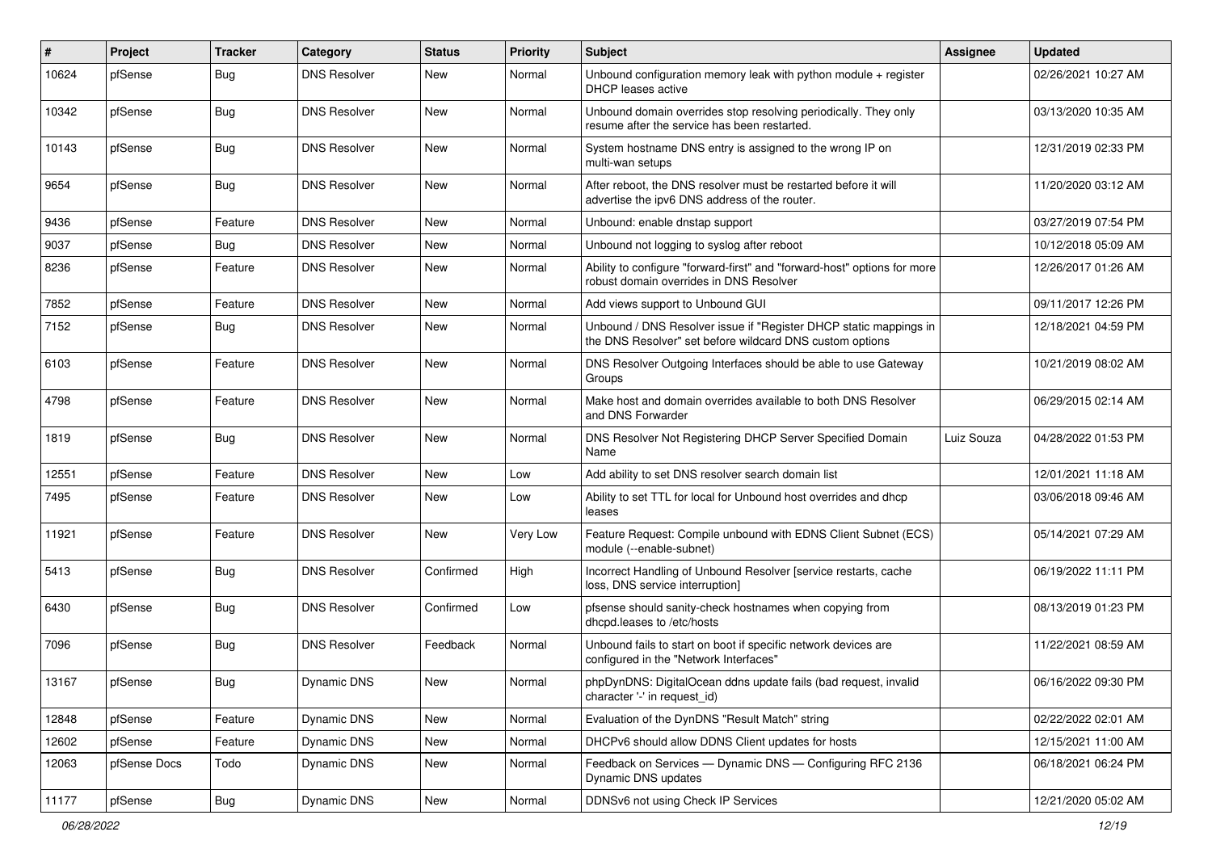| # | Project | Tracker | Category | Status | Priority | Subject | Assignee | Updated |
|---|---|---|---|---|---|---|---|---|
| 10624 | pfSense | Bug | DNS Resolver | New | Normal | Unbound configuration memory leak with python module + register DHCP leases active | | 02/26/2021 10:27 AM |
| 10342 | pfSense | Bug | DNS Resolver | New | Normal | Unbound domain overrides stop resolving periodically. They only resume after the service has been restarted. | | 03/13/2020 10:35 AM |
| 10143 | pfSense | Bug | DNS Resolver | New | Normal | System hostname DNS entry is assigned to the wrong IP on multi-wan setups | | 12/31/2019 02:33 PM |
| 9654 | pfSense | Bug | DNS Resolver | New | Normal | After reboot, the DNS resolver must be restarted before it will advertise the ipv6 DNS address of the router. | | 11/20/2020 03:12 AM |
| 9436 | pfSense | Feature | DNS Resolver | New | Normal | Unbound: enable dnstap support | | 03/27/2019 07:54 PM |
| 9037 | pfSense | Bug | DNS Resolver | New | Normal | Unbound not logging to syslog after reboot | | 10/12/2018 05:09 AM |
| 8236 | pfSense | Feature | DNS Resolver | New | Normal | Ability to configure "forward-first" and "forward-host" options for more robust domain overrides in DNS Resolver | | 12/26/2017 01:26 AM |
| 7852 | pfSense | Feature | DNS Resolver | New | Normal | Add views support to Unbound GUI | | 09/11/2017 12:26 PM |
| 7152 | pfSense | Bug | DNS Resolver | New | Normal | Unbound / DNS Resolver issue if "Register DHCP static mappings in the DNS Resolver" set before wildcard DNS custom options | | 12/18/2021 04:59 PM |
| 6103 | pfSense | Feature | DNS Resolver | New | Normal | DNS Resolver Outgoing Interfaces should be able to use Gateway Groups | | 10/21/2019 08:02 AM |
| 4798 | pfSense | Feature | DNS Resolver | New | Normal | Make host and domain overrides available to both DNS Resolver and DNS Forwarder | | 06/29/2015 02:14 AM |
| 1819 | pfSense | Bug | DNS Resolver | New | Normal | DNS Resolver Not Registering DHCP Server Specified Domain Name | Luiz Souza | 04/28/2022 01:53 PM |
| 12551 | pfSense | Feature | DNS Resolver | New | Low | Add ability to set DNS resolver search domain list | | 12/01/2021 11:18 AM |
| 7495 | pfSense | Feature | DNS Resolver | New | Low | Ability to set TTL for local for Unbound host overrides and dhcp leases | | 03/06/2018 09:46 AM |
| 11921 | pfSense | Feature | DNS Resolver | New | Very Low | Feature Request: Compile unbound with EDNS Client Subnet (ECS) module (--enable-subnet) | | 05/14/2021 07:29 AM |
| 5413 | pfSense | Bug | DNS Resolver | Confirmed | High | Incorrect Handling of Unbound Resolver [service restarts, cache loss, DNS service interruption] | | 06/19/2022 11:11 PM |
| 6430 | pfSense | Bug | DNS Resolver | Confirmed | Low | pfsense should sanity-check hostnames when copying from dhcpd.leases to /etc/hosts | | 08/13/2019 01:23 PM |
| 7096 | pfSense | Bug | DNS Resolver | Feedback | Normal | Unbound fails to start on boot if specific network devices are configured in the "Network Interfaces" | | 11/22/2021 08:59 AM |
| 13167 | pfSense | Bug | Dynamic DNS | New | Normal | phpDynDNS: DigitalOcean ddns update fails (bad request, invalid character '-' in request_id) | | 06/16/2022 09:30 PM |
| 12848 | pfSense | Feature | Dynamic DNS | New | Normal | Evaluation of the DynDNS "Result Match" string | | 02/22/2022 02:01 AM |
| 12602 | pfSense | Feature | Dynamic DNS | New | Normal | DHCPv6 should allow DDNS Client updates for hosts | | 12/15/2021 11:00 AM |
| 12063 | pfSense Docs | Todo | Dynamic DNS | New | Normal | Feedback on Services — Dynamic DNS — Configuring RFC 2136 Dynamic DNS updates | | 06/18/2021 06:24 PM |
| 11177 | pfSense | Bug | Dynamic DNS | New | Normal | DDNSv6 not using Check IP Services | | 12/21/2020 05:02 AM |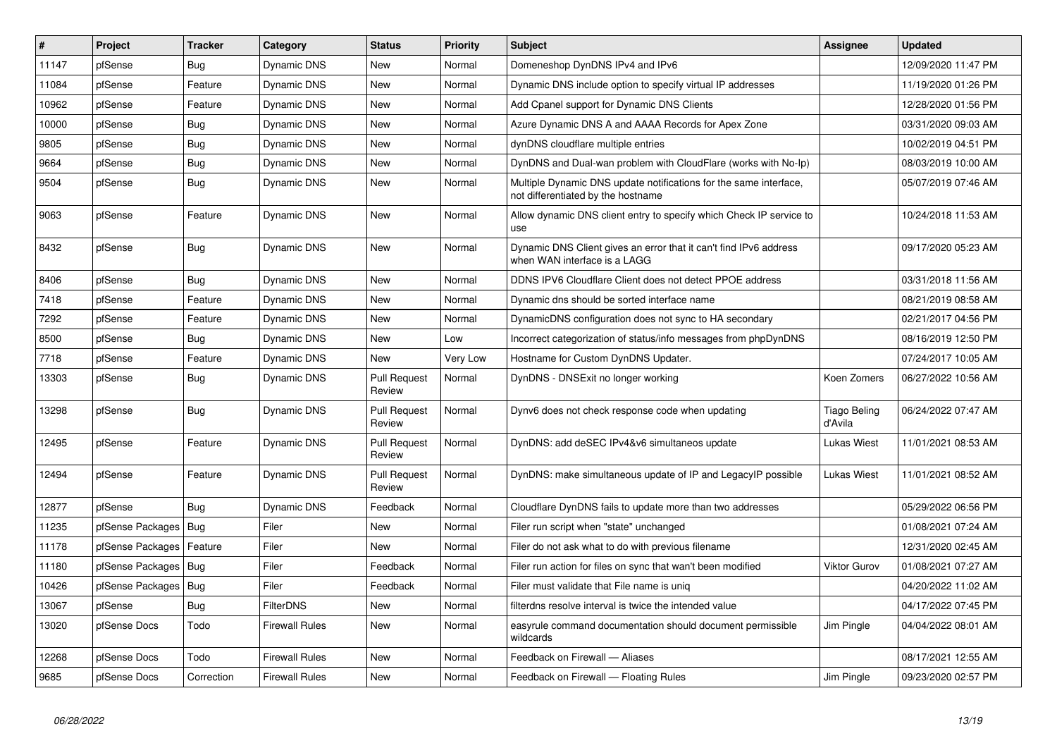| # | Project | Tracker | Category | Status | Priority | Subject | Assignee | Updated |
|---|---|---|---|---|---|---|---|---|
| 11147 | pfSense | Bug | Dynamic DNS | New | Normal | Domeneshop DynDNS IPv4 and IPv6 | | 12/09/2020 11:47 PM |
| 11084 | pfSense | Feature | Dynamic DNS | New | Normal | Dynamic DNS include option to specify virtual IP addresses | | 11/19/2020 01:26 PM |
| 10962 | pfSense | Feature | Dynamic DNS | New | Normal | Add Cpanel support for Dynamic DNS Clients | | 12/28/2020 01:56 PM |
| 10000 | pfSense | Bug | Dynamic DNS | New | Normal | Azure Dynamic DNS A and AAAA Records for Apex Zone | | 03/31/2020 09:03 AM |
| 9805 | pfSense | Bug | Dynamic DNS | New | Normal | dynDNS cloudflare multiple entries | | 10/02/2019 04:51 PM |
| 9664 | pfSense | Bug | Dynamic DNS | New | Normal | DynDNS and Dual-wan problem with CloudFlare (works with No-Ip) | | 08/03/2019 10:00 AM |
| 9504 | pfSense | Bug | Dynamic DNS | New | Normal | Multiple Dynamic DNS update notifications for the same interface, not differentiated by the hostname | | 05/07/2019 07:46 AM |
| 9063 | pfSense | Feature | Dynamic DNS | New | Normal | Allow dynamic DNS client entry to specify which Check IP service to use | | 10/24/2018 11:53 AM |
| 8432 | pfSense | Bug | Dynamic DNS | New | Normal | Dynamic DNS Client gives an error that it can't find IPv6 address when WAN interface is a LAGG | | 09/17/2020 05:23 AM |
| 8406 | pfSense | Bug | Dynamic DNS | New | Normal | DDNS IPV6 Cloudflare Client does not detect PPOE address | | 03/31/2018 11:56 AM |
| 7418 | pfSense | Feature | Dynamic DNS | New | Normal | Dynamic dns should be sorted interface name | | 08/21/2019 08:58 AM |
| 7292 | pfSense | Feature | Dynamic DNS | New | Normal | DynamicDNS configuration does not sync to HA secondary | | 02/21/2017 04:56 PM |
| 8500 | pfSense | Bug | Dynamic DNS | New | Low | Incorrect categorization of status/info messages from phpDynDNS | | 08/16/2019 12:50 PM |
| 7718 | pfSense | Feature | Dynamic DNS | New | Very Low | Hostname for Custom DynDNS Updater. | | 07/24/2017 10:05 AM |
| 13303 | pfSense | Bug | Dynamic DNS | Pull Request Review | Normal | DynDNS - DNSExit no longer working | Koen Zomers | 06/27/2022 10:56 AM |
| 13298 | pfSense | Bug | Dynamic DNS | Pull Request Review | Normal | Dynv6 does not check response code when updating | Tiago Beling d'Avila | 06/24/2022 07:47 AM |
| 12495 | pfSense | Feature | Dynamic DNS | Pull Request Review | Normal | DynDNS: add deSEC IPv4&v6 simultaneos update | Lukas Wiest | 11/01/2021 08:53 AM |
| 12494 | pfSense | Feature | Dynamic DNS | Pull Request Review | Normal | DynDNS: make simultaneous update of IP and LegacyIP possible | Lukas Wiest | 11/01/2021 08:52 AM |
| 12877 | pfSense | Bug | Dynamic DNS | Feedback | Normal | Cloudflare DynDNS fails to update more than two addresses | | 05/29/2022 06:56 PM |
| 11235 | pfSense Packages | Bug | Filer | New | Normal | Filer run script when "state" unchanged | | 01/08/2021 07:24 AM |
| 11178 | pfSense Packages | Feature | Filer | New | Normal | Filer do not ask what to do with previous filename | | 12/31/2020 02:45 AM |
| 11180 | pfSense Packages | Bug | Filer | Feedback | Normal | Filer run action for files on sync that wan't been modified | Viktor Gurov | 01/08/2021 07:27 AM |
| 10426 | pfSense Packages | Bug | Filer | Feedback | Normal | Filer must validate that File name is uniq | | 04/20/2022 11:02 AM |
| 13067 | pfSense | Bug | FilterDNS | New | Normal | filterdns resolve interval is twice the intended value | | 04/17/2022 07:45 PM |
| 13020 | pfSense Docs | Todo | Firewall Rules | New | Normal | easyrule command documentation should document permissible wildcards | Jim Pingle | 04/04/2022 08:01 AM |
| 12268 | pfSense Docs | Todo | Firewall Rules | New | Normal | Feedback on Firewall — Aliases | | 08/17/2021 12:55 AM |
| 9685 | pfSense Docs | Correction | Firewall Rules | New | Normal | Feedback on Firewall — Floating Rules | Jim Pingle | 09/23/2020 02:57 PM |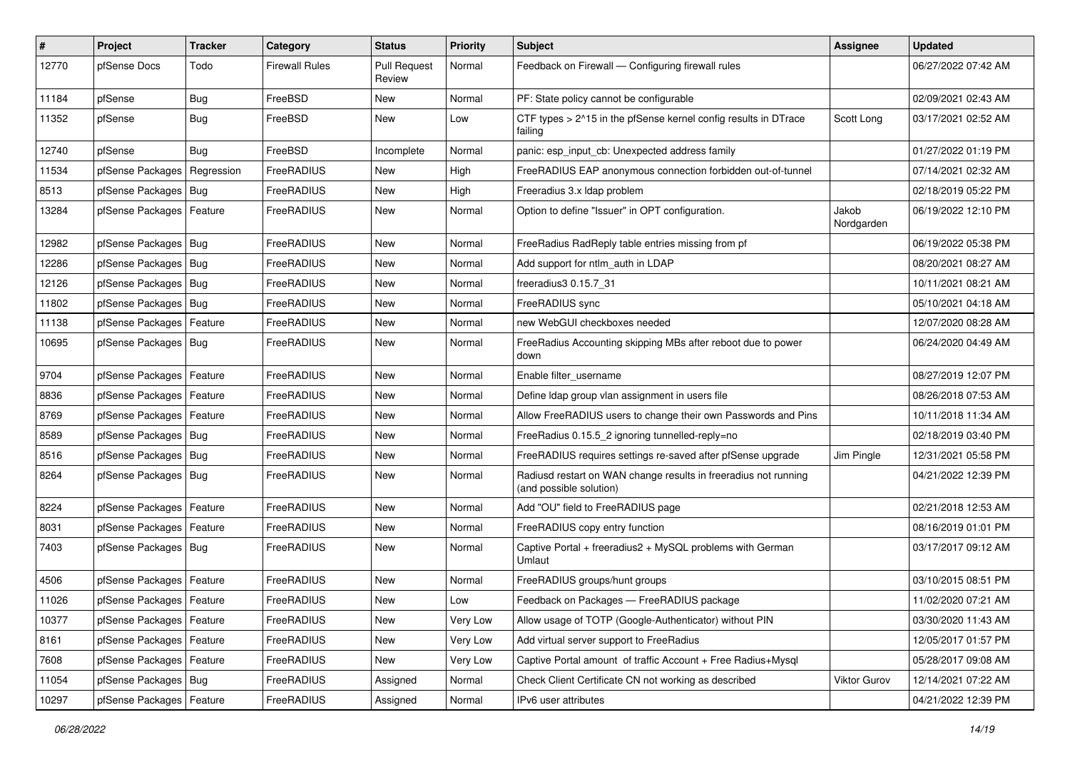| # | Project | Tracker | Category | Status | Priority | Subject | Assignee | Updated |
|---|---|---|---|---|---|---|---|---|
| 12770 | pfSense Docs | Todo | Firewall Rules | Pull Request Review | Normal | Feedback on Firewall — Configuring firewall rules | | 06/27/2022 07:42 AM |
| 11184 | pfSense | Bug | FreeBSD | New | Normal | PF: State policy cannot be configurable | | 02/09/2021 02:43 AM |
| 11352 | pfSense | Bug | FreeBSD | New | Low | CTF types > 2^15 in the pfSense kernel config results in DTrace failing | Scott Long | 03/17/2021 02:52 AM |
| 12740 | pfSense | Bug | FreeBSD | Incomplete | Normal | panic: esp_input_cb: Unexpected address family | | 01/27/2022 01:19 PM |
| 11534 | pfSense Packages | Regression | FreeRADIUS | New | High | FreeRADIUS EAP anonymous connection forbidden out-of-tunnel | | 07/14/2021 02:32 AM |
| 8513 | pfSense Packages | Bug | FreeRADIUS | New | High | Freeradius 3.x ldap problem | | 02/18/2019 05:22 PM |
| 13284 | pfSense Packages | Feature | FreeRADIUS | New | Normal | Option to define "Issuer" in OPT configuration. | Jakob Nordgarden | 06/19/2022 12:10 PM |
| 12982 | pfSense Packages | Bug | FreeRADIUS | New | Normal | FreeRadius RadReply table entries missing from pf | | 06/19/2022 05:38 PM |
| 12286 | pfSense Packages | Bug | FreeRADIUS | New | Normal | Add support for ntlm_auth in LDAP | | 08/20/2021 08:27 AM |
| 12126 | pfSense Packages | Bug | FreeRADIUS | New | Normal | freeradius3 0.15.7_31 | | 10/11/2021 08:21 AM |
| 11802 | pfSense Packages | Bug | FreeRADIUS | New | Normal | FreeRADIUS sync | | 05/10/2021 04:18 AM |
| 11138 | pfSense Packages | Feature | FreeRADIUS | New | Normal | new WebGUI checkboxes needed | | 12/07/2020 08:28 AM |
| 10695 | pfSense Packages | Bug | FreeRADIUS | New | Normal | FreeRadius Accounting skipping MBs after reboot due to power down | | 06/24/2020 04:49 AM |
| 9704 | pfSense Packages | Feature | FreeRADIUS | New | Normal | Enable filter_username | | 08/27/2019 12:07 PM |
| 8836 | pfSense Packages | Feature | FreeRADIUS | New | Normal | Define ldap group vlan assignment in users file | | 08/26/2018 07:53 AM |
| 8769 | pfSense Packages | Feature | FreeRADIUS | New | Normal | Allow FreeRADIUS users to change their own Passwords and Pins | | 10/11/2018 11:34 AM |
| 8589 | pfSense Packages | Bug | FreeRADIUS | New | Normal | FreeRadius 0.15.5_2 ignoring tunnelled-reply=no | | 02/18/2019 03:40 PM |
| 8516 | pfSense Packages | Bug | FreeRADIUS | New | Normal | FreeRADIUS requires settings re-saved after pfSense upgrade | Jim Pingle | 12/31/2021 05:58 PM |
| 8264 | pfSense Packages | Bug | FreeRADIUS | New | Normal | Radiusd restart on WAN change results in freeradius not running (and possible solution) | | 04/21/2022 12:39 PM |
| 8224 | pfSense Packages | Feature | FreeRADIUS | New | Normal | Add "OU" field to FreeRADIUS page | | 02/21/2018 12:53 AM |
| 8031 | pfSense Packages | Feature | FreeRADIUS | New | Normal | FreeRADIUS copy entry function | | 08/16/2019 01:01 PM |
| 7403 | pfSense Packages | Bug | FreeRADIUS | New | Normal | Captive Portal + freeradius2 + MySQL problems with German Umlaut | | 03/17/2017 09:12 AM |
| 4506 | pfSense Packages | Feature | FreeRADIUS | New | Normal | FreeRADIUS groups/hunt groups | | 03/10/2015 08:51 PM |
| 11026 | pfSense Packages | Feature | FreeRADIUS | New | Low | Feedback on Packages — FreeRADIUS package | | 11/02/2020 07:21 AM |
| 10377 | pfSense Packages | Feature | FreeRADIUS | New | Very Low | Allow usage of TOTP (Google-Authenticator) without PIN | | 03/30/2020 11:43 AM |
| 8161 | pfSense Packages | Feature | FreeRADIUS | New | Very Low | Add virtual server support to FreeRadius | | 12/05/2017 01:57 PM |
| 7608 | pfSense Packages | Feature | FreeRADIUS | New | Very Low | Captive Portal amount of traffic Account + Free Radius+Mysql | | 05/28/2017 09:08 AM |
| 11054 | pfSense Packages | Bug | FreeRADIUS | Assigned | Normal | Check Client Certificate CN not working as described | Viktor Gurov | 12/14/2021 07:22 AM |
| 10297 | pfSense Packages | Feature | FreeRADIUS | Assigned | Normal | IPv6 user attributes | | 04/21/2022 12:39 PM |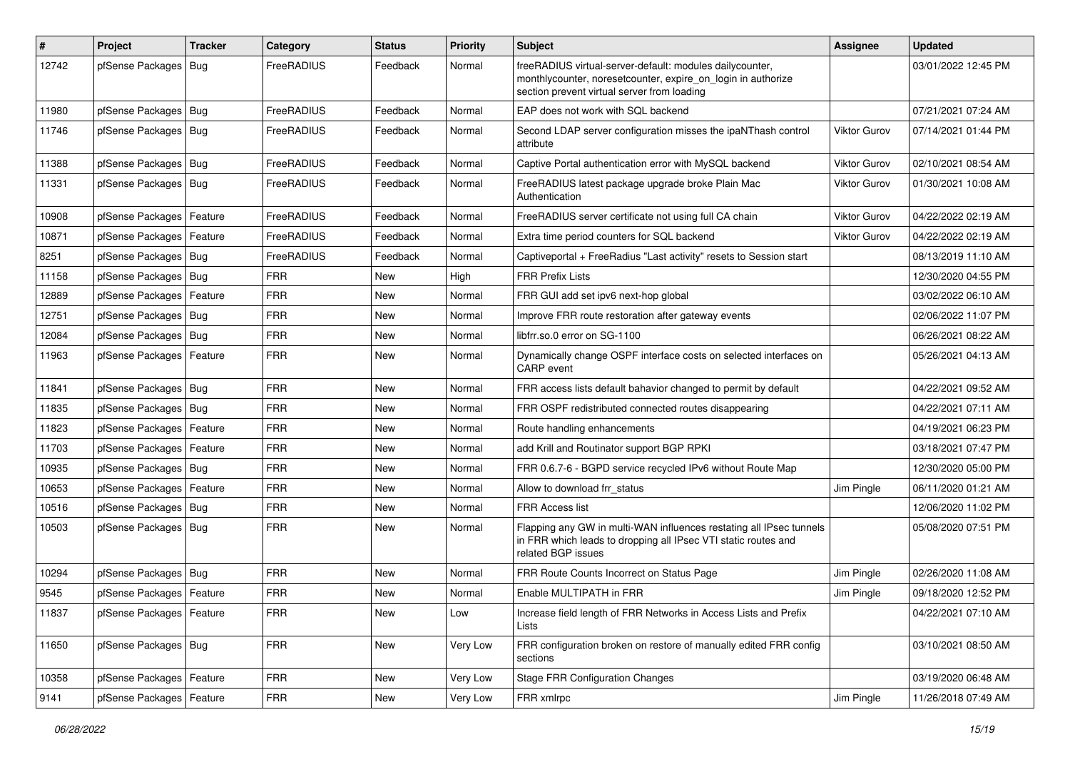| # | Project | Tracker | Category | Status | Priority | Subject | Assignee | Updated |
|---|---|---|---|---|---|---|---|---|
| 12742 | pfSense Packages | Bug | FreeRADIUS | Feedback | Normal | freeRADIUS virtual-server-default: modules dailycounter, monthlycounter, noresetcounter, expire_on_login in authorize section prevent virtual server from loading | | 03/01/2022 12:45 PM |
| 11980 | pfSense Packages | Bug | FreeRADIUS | Feedback | Normal | EAP does not work with SQL backend | | 07/21/2021 07:24 AM |
| 11746 | pfSense Packages | Bug | FreeRADIUS | Feedback | Normal | Second LDAP server configuration misses the ipaNThash control attribute | Viktor Gurov | 07/14/2021 01:44 PM |
| 11388 | pfSense Packages | Bug | FreeRADIUS | Feedback | Normal | Captive Portal authentication error with MySQL backend | Viktor Gurov | 02/10/2021 08:54 AM |
| 11331 | pfSense Packages | Bug | FreeRADIUS | Feedback | Normal | FreeRADIUS latest package upgrade broke Plain Mac Authentication | Viktor Gurov | 01/30/2021 10:08 AM |
| 10908 | pfSense Packages | Feature | FreeRADIUS | Feedback | Normal | FreeRADIUS server certificate not using full CA chain | Viktor Gurov | 04/22/2022 02:19 AM |
| 10871 | pfSense Packages | Feature | FreeRADIUS | Feedback | Normal | Extra time period counters for SQL backend | Viktor Gurov | 04/22/2022 02:19 AM |
| 8251 | pfSense Packages | Bug | FreeRADIUS | Feedback | Normal | Captiveportal + FreeRadius "Last activity" resets to Session start | | 08/13/2019 11:10 AM |
| 11158 | pfSense Packages | Bug | FRR | New | High | FRR Prefix Lists | | 12/30/2020 04:55 PM |
| 12889 | pfSense Packages | Feature | FRR | New | Normal | FRR GUI add set ipv6 next-hop global | | 03/02/2022 06:10 AM |
| 12751 | pfSense Packages | Bug | FRR | New | Normal | Improve FRR route restoration after gateway events | | 02/06/2022 11:07 PM |
| 12084 | pfSense Packages | Bug | FRR | New | Normal | libfrr.so.0 error on SG-1100 | | 06/26/2021 08:22 AM |
| 11963 | pfSense Packages | Feature | FRR | New | Normal | Dynamically change OSPF interface costs on selected interfaces on CARP event | | 05/26/2021 04:13 AM |
| 11841 | pfSense Packages | Bug | FRR | New | Normal | FRR access lists default bahavior changed to permit by default | | 04/22/2021 09:52 AM |
| 11835 | pfSense Packages | Bug | FRR | New | Normal | FRR OSPF redistributed connected routes disappearing | | 04/22/2021 07:11 AM |
| 11823 | pfSense Packages | Feature | FRR | New | Normal | Route handling enhancements | | 04/19/2021 06:23 PM |
| 11703 | pfSense Packages | Feature | FRR | New | Normal | add Krill and Routinator support BGP RPKI | | 03/18/2021 07:47 PM |
| 10935 | pfSense Packages | Bug | FRR | New | Normal | FRR 0.6.7-6 - BGPD service recycled IPv6 without Route Map | | 12/30/2020 05:00 PM |
| 10653 | pfSense Packages | Feature | FRR | New | Normal | Allow to download frr_status | Jim Pingle | 06/11/2020 01:21 AM |
| 10516 | pfSense Packages | Bug | FRR | New | Normal | FRR Access list | | 12/06/2020 11:02 PM |
| 10503 | pfSense Packages | Bug | FRR | New | Normal | Flapping any GW in multi-WAN influences restating all IPsec tunnels in FRR which leads to dropping all IPsec VTI static routes and related BGP issues | | 05/08/2020 07:51 PM |
| 10294 | pfSense Packages | Bug | FRR | New | Normal | FRR Route Counts Incorrect on Status Page | Jim Pingle | 02/26/2020 11:08 AM |
| 9545 | pfSense Packages | Feature | FRR | New | Normal | Enable MULTIPATH in FRR | Jim Pingle | 09/18/2020 12:52 PM |
| 11837 | pfSense Packages | Feature | FRR | New | Low | Increase field length of FRR Networks in Access Lists and Prefix Lists | | 04/22/2021 07:10 AM |
| 11650 | pfSense Packages | Bug | FRR | New | Very Low | FRR configuration broken on restore of manually edited FRR config sections | | 03/10/2021 08:50 AM |
| 10358 | pfSense Packages | Feature | FRR | New | Very Low | Stage FRR Configuration Changes | | 03/19/2020 06:48 AM |
| 9141 | pfSense Packages | Feature | FRR | New | Very Low | FRR xmlrpc | Jim Pingle | 11/26/2018 07:49 AM |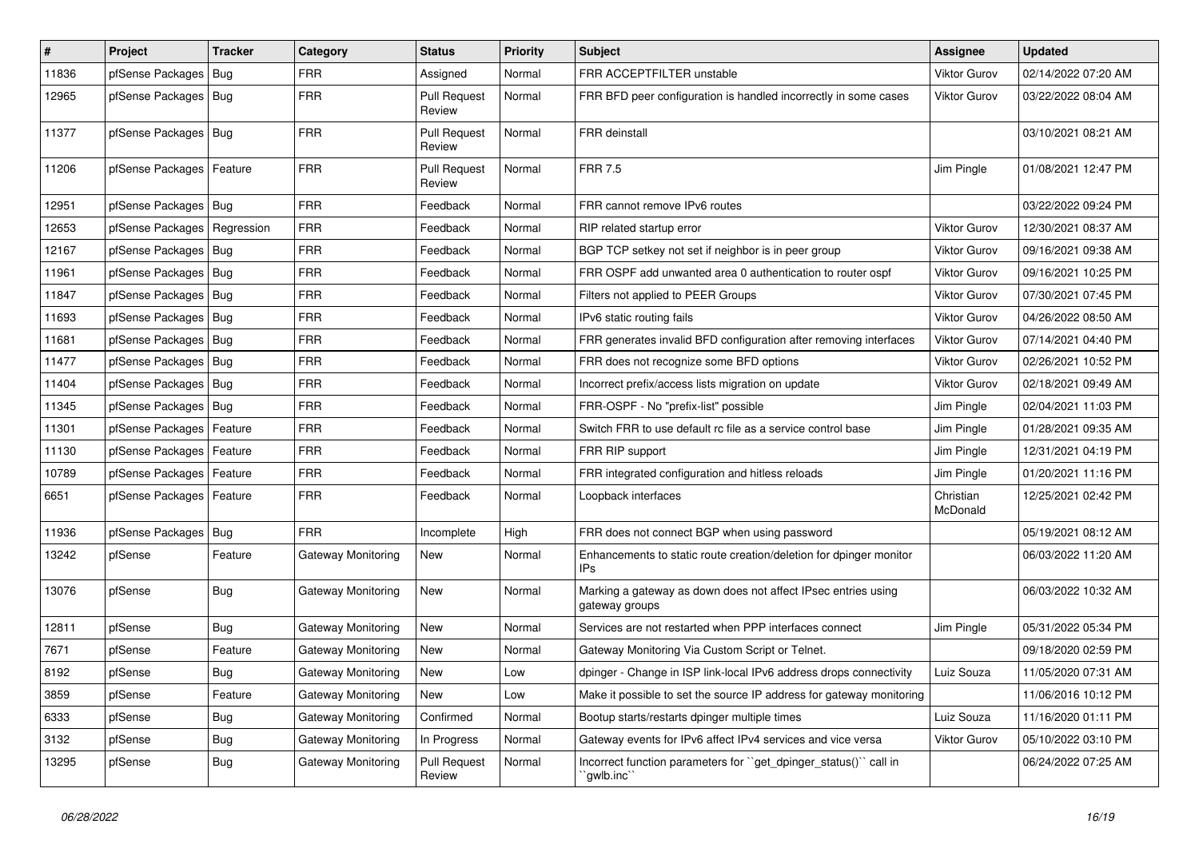| # | Project | Tracker | Category | Status | Priority | Subject | Assignee | Updated |
|---|---|---|---|---|---|---|---|---|
| 11836 | pfSense Packages | Bug | FRR | Assigned | Normal | FRR ACCEPTFILTER unstable | Viktor Gurov | 02/14/2022 07:20 AM |
| 12965 | pfSense Packages | Bug | FRR | Pull Request Review | Normal | FRR BFD peer configuration is handled incorrectly in some cases | Viktor Gurov | 03/22/2022 08:04 AM |
| 11377 | pfSense Packages | Bug | FRR | Pull Request Review | Normal | FRR deinstall | | 03/10/2021 08:21 AM |
| 11206 | pfSense Packages | Feature | FRR | Pull Request Review | Normal | FRR 7.5 | Jim Pingle | 01/08/2021 12:47 PM |
| 12951 | pfSense Packages | Bug | FRR | Feedback | Normal | FRR cannot remove IPv6 routes | | 03/22/2022 09:24 PM |
| 12653 | pfSense Packages | Regression | FRR | Feedback | Normal | RIP related startup error | Viktor Gurov | 12/30/2021 08:37 AM |
| 12167 | pfSense Packages | Bug | FRR | Feedback | Normal | BGP TCP setkey not set if neighbor is in peer group | Viktor Gurov | 09/16/2021 09:38 AM |
| 11961 | pfSense Packages | Bug | FRR | Feedback | Normal | FRR OSPF add unwanted area 0 authentication to router ospf | Viktor Gurov | 09/16/2021 10:25 PM |
| 11847 | pfSense Packages | Bug | FRR | Feedback | Normal | Filters not applied to PEER Groups | Viktor Gurov | 07/30/2021 07:45 PM |
| 11693 | pfSense Packages | Bug | FRR | Feedback | Normal | IPv6 static routing fails | Viktor Gurov | 04/26/2022 08:50 AM |
| 11681 | pfSense Packages | Bug | FRR | Feedback | Normal | FRR generates invalid BFD configuration after removing interfaces | Viktor Gurov | 07/14/2021 04:40 PM |
| 11477 | pfSense Packages | Bug | FRR | Feedback | Normal | FRR does not recognize some BFD options | Viktor Gurov | 02/26/2021 10:52 PM |
| 11404 | pfSense Packages | Bug | FRR | Feedback | Normal | Incorrect prefix/access lists migration on update | Viktor Gurov | 02/18/2021 09:49 AM |
| 11345 | pfSense Packages | Bug | FRR | Feedback | Normal | FRR-OSPF - No "prefix-list" possible | Jim Pingle | 02/04/2021 11:03 PM |
| 11301 | pfSense Packages | Feature | FRR | Feedback | Normal | Switch FRR to use default rc file as a service control base | Jim Pingle | 01/28/2021 09:35 AM |
| 11130 | pfSense Packages | Feature | FRR | Feedback | Normal | FRR RIP support | Jim Pingle | 12/31/2021 04:19 PM |
| 10789 | pfSense Packages | Feature | FRR | Feedback | Normal | FRR integrated configuration and hitless reloads | Jim Pingle | 01/20/2021 11:16 PM |
| 6651 | pfSense Packages | Feature | FRR | Feedback | Normal | Loopback interfaces | Christian McDonald | 12/25/2021 02:42 PM |
| 11936 | pfSense Packages | Bug | FRR | Incomplete | High | FRR does not connect BGP when using password | | 05/19/2021 08:12 AM |
| 13242 | pfSense | Feature | Gateway Monitoring | New | Normal | Enhancements to static route creation/deletion for dpinger monitor IPs | | 06/03/2022 11:20 AM |
| 13076 | pfSense | Bug | Gateway Monitoring | New | Normal | Marking a gateway as down does not affect IPsec entries using gateway groups | | 06/03/2022 10:32 AM |
| 12811 | pfSense | Bug | Gateway Monitoring | New | Normal | Services are not restarted when PPP interfaces connect | Jim Pingle | 05/31/2022 05:34 PM |
| 7671 | pfSense | Feature | Gateway Monitoring | New | Normal | Gateway Monitoring Via Custom Script or Telnet. | | 09/18/2020 02:59 PM |
| 8192 | pfSense | Bug | Gateway Monitoring | New | Low | dpinger - Change in ISP link-local IPv6 address drops connectivity | Luiz Souza | 11/05/2020 07:31 AM |
| 3859 | pfSense | Feature | Gateway Monitoring | New | Low | Make it possible to set the source IP address for gateway monitoring | | 11/06/2016 10:12 PM |
| 6333 | pfSense | Bug | Gateway Monitoring | Confirmed | Normal | Bootup starts/restarts dpinger multiple times | Luiz Souza | 11/16/2020 01:11 PM |
| 3132 | pfSense | Bug | Gateway Monitoring | In Progress | Normal | Gateway events for IPv6 affect IPv4 services and vice versa | Viktor Gurov | 05/10/2022 03:10 PM |
| 13295 | pfSense | Bug | Gateway Monitoring | Pull Request Review | Normal | Incorrect function parameters for ``get_dpinger_status()`` call in ``gwlb.inc`` | | 06/24/2022 07:25 AM |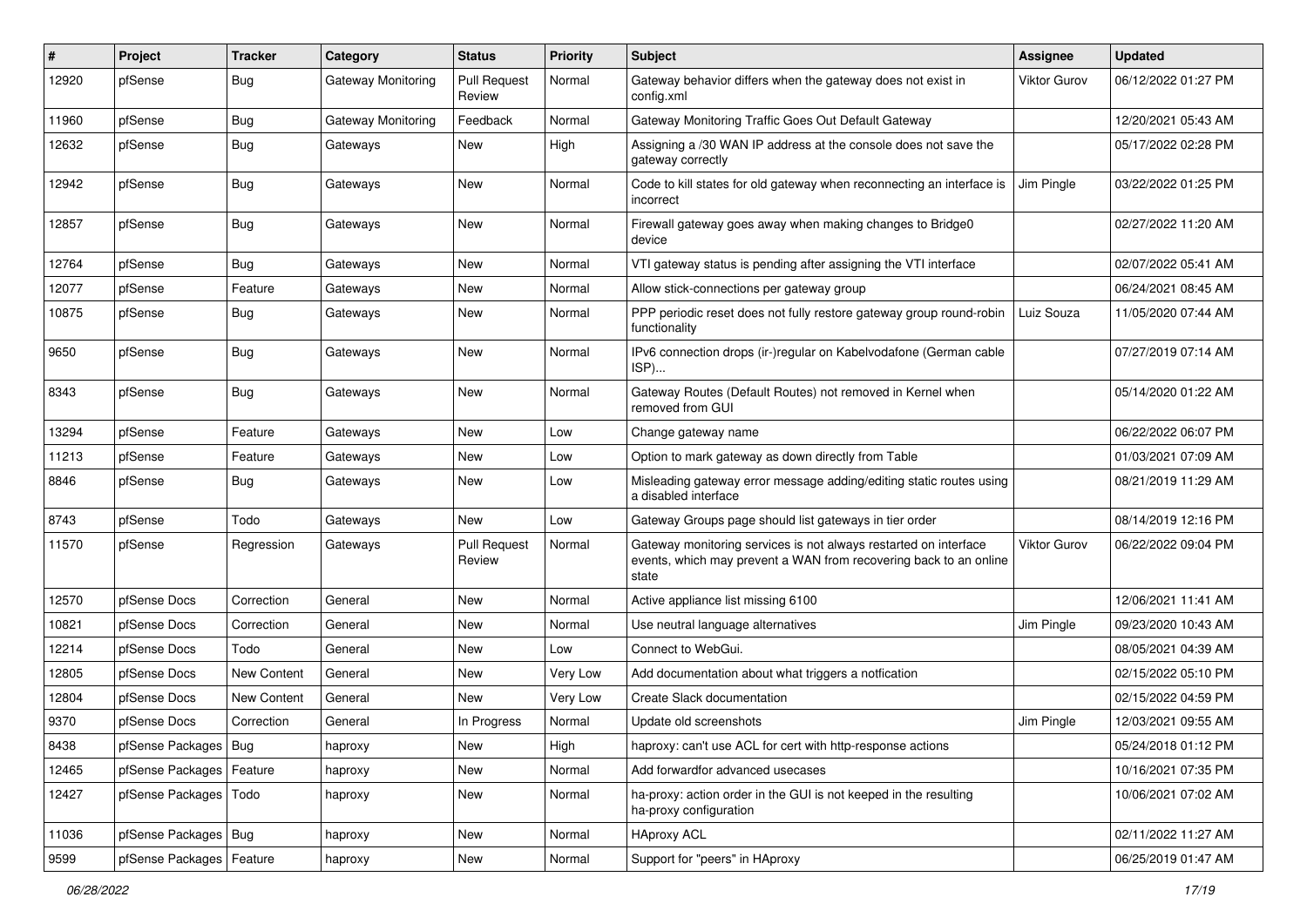| # | Project | Tracker | Category | Status | Priority | Subject | Assignee | Updated |
|---|---|---|---|---|---|---|---|---|
| 12920 | pfSense | Bug | Gateway Monitoring | Pull Request Review | Normal | Gateway behavior differs when the gateway does not exist in config.xml | Viktor Gurov | 06/12/2022 01:27 PM |
| 11960 | pfSense | Bug | Gateway Monitoring | Feedback | Normal | Gateway Monitoring Traffic Goes Out Default Gateway | | 12/20/2021 05:43 AM |
| 12632 | pfSense | Bug | Gateways | New | High | Assigning a /30 WAN IP address at the console does not save the gateway correctly | | 05/17/2022 02:28 PM |
| 12942 | pfSense | Bug | Gateways | New | Normal | Code to kill states for old gateway when reconnecting an interface is incorrect | Jim Pingle | 03/22/2022 01:25 PM |
| 12857 | pfSense | Bug | Gateways | New | Normal | Firewall gateway goes away when making changes to Bridge0 device | | 02/27/2022 11:20 AM |
| 12764 | pfSense | Bug | Gateways | New | Normal | VTI gateway status is pending after assigning the VTI interface | | 02/07/2022 05:41 AM |
| 12077 | pfSense | Feature | Gateways | New | Normal | Allow stick-connections per gateway group | | 06/24/2021 08:45 AM |
| 10875 | pfSense | Bug | Gateways | New | Normal | PPP periodic reset does not fully restore gateway group round-robin functionality | Luiz Souza | 11/05/2020 07:44 AM |
| 9650 | pfSense | Bug | Gateways | New | Normal | IPv6 connection drops (ir-)regular on Kabelvodafone (German cable ISP)... | | 07/27/2019 07:14 AM |
| 8343 | pfSense | Bug | Gateways | New | Normal | Gateway Routes (Default Routes) not removed in Kernel when removed from GUI | | 05/14/2020 01:22 AM |
| 13294 | pfSense | Feature | Gateways | New | Low | Change gateway name | | 06/22/2022 06:07 PM |
| 11213 | pfSense | Feature | Gateways | New | Low | Option to mark gateway as down directly from Table | | 01/03/2021 07:09 AM |
| 8846 | pfSense | Bug | Gateways | New | Low | Misleading gateway error message adding/editing static routes using a disabled interface | | 08/21/2019 11:29 AM |
| 8743 | pfSense | Todo | Gateways | New | Low | Gateway Groups page should list gateways in tier order | | 08/14/2019 12:16 PM |
| 11570 | pfSense | Regression | Gateways | Pull Request Review | Normal | Gateway monitoring services is not always restarted on interface events, which may prevent a WAN from recovering back to an online state | Viktor Gurov | 06/22/2022 09:04 PM |
| 12570 | pfSense Docs | Correction | General | New | Normal | Active appliance list missing 6100 | | 12/06/2021 11:41 AM |
| 10821 | pfSense Docs | Correction | General | New | Normal | Use neutral language alternatives | Jim Pingle | 09/23/2020 10:43 AM |
| 12214 | pfSense Docs | Todo | General | New | Low | Connect to WebGui. | | 08/05/2021 04:39 AM |
| 12805 | pfSense Docs | New Content | General | New | Very Low | Add documentation about what triggers a notfication | | 02/15/2022 05:10 PM |
| 12804 | pfSense Docs | New Content | General | New | Very Low | Create Slack documentation | | 02/15/2022 04:59 PM |
| 9370 | pfSense Docs | Correction | General | In Progress | Normal | Update old screenshots | Jim Pingle | 12/03/2021 09:55 AM |
| 8438 | pfSense Packages | Bug | haproxy | New | High | haproxy: can't use ACL for cert with http-response actions | | 05/24/2018 01:12 PM |
| 12465 | pfSense Packages | Feature | haproxy | New | Normal | Add forwardfor advanced usecases | | 10/16/2021 07:35 PM |
| 12427 | pfSense Packages | Todo | haproxy | New | Normal | ha-proxy: action order in the GUI is not keeped in the resulting ha-proxy configuration | | 10/06/2021 07:02 AM |
| 11036 | pfSense Packages | Bug | haproxy | New | Normal | HAproxy ACL | | 02/11/2022 11:27 AM |
| 9599 | pfSense Packages | Feature | haproxy | New | Normal | Support for "peers" in HAproxy | | 06/25/2019 01:47 AM |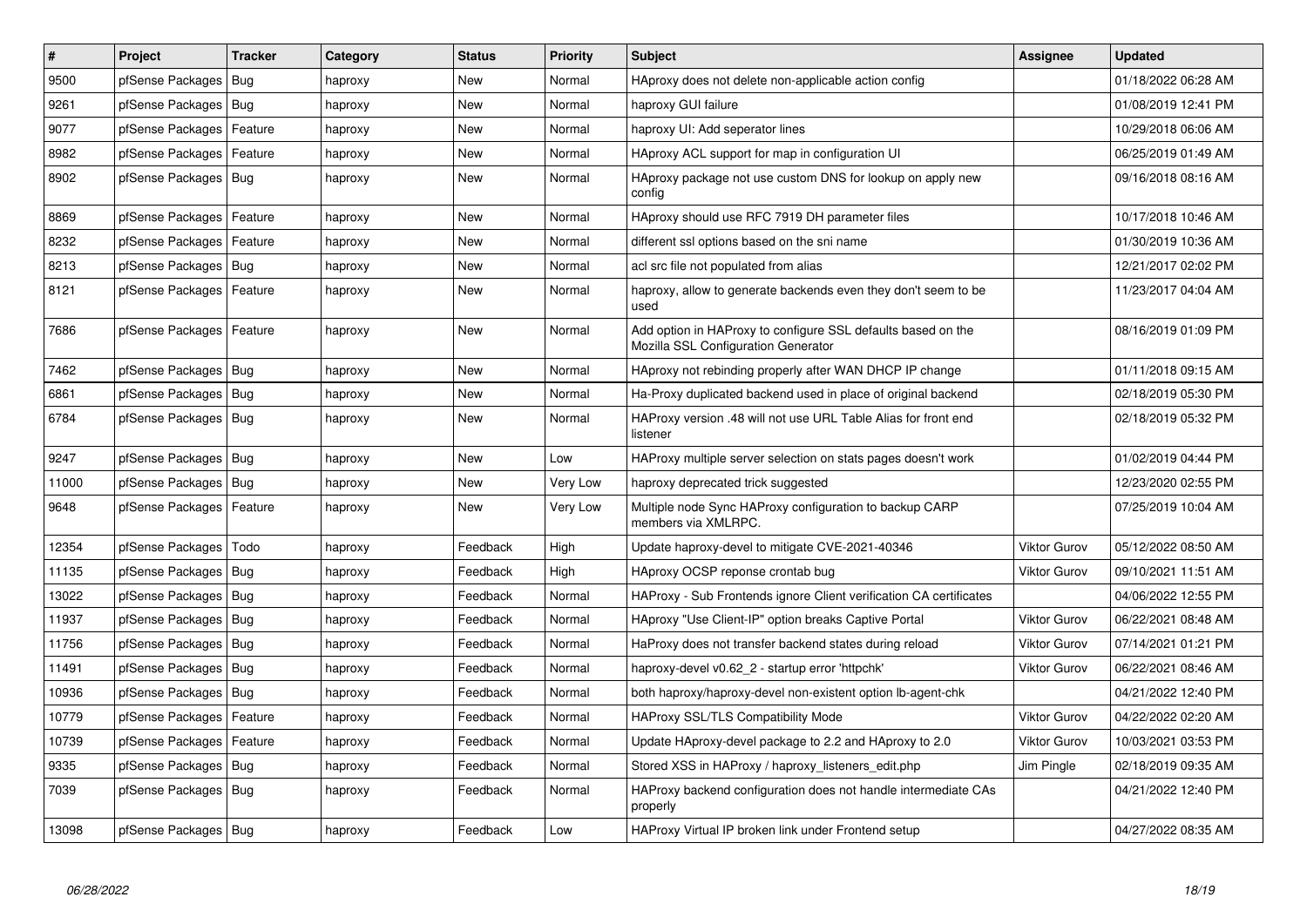| # | Project | Tracker | Category | Status | Priority | Subject | Assignee | Updated |
|---|---|---|---|---|---|---|---|---|
| 9500 | pfSense Packages | Bug | haproxy | New | Normal | HAproxy does not delete non-applicable action config | | 01/18/2022 06:28 AM |
| 9261 | pfSense Packages | Bug | haproxy | New | Normal | haproxy GUI failure | | 01/08/2019 12:41 PM |
| 9077 | pfSense Packages | Feature | haproxy | New | Normal | haproxy UI: Add seperator lines | | 10/29/2018 06:06 AM |
| 8982 | pfSense Packages | Feature | haproxy | New | Normal | HAproxy ACL support for map in configuration UI | | 06/25/2019 01:49 AM |
| 8902 | pfSense Packages | Bug | haproxy | New | Normal | HAproxy package not use custom DNS for lookup on apply new config | | 09/16/2018 08:16 AM |
| 8869 | pfSense Packages | Feature | haproxy | New | Normal | HAproxy should use RFC 7919 DH parameter files | | 10/17/2018 10:46 AM |
| 8232 | pfSense Packages | Feature | haproxy | New | Normal | different ssl options based on the sni name | | 01/30/2019 10:36 AM |
| 8213 | pfSense Packages | Bug | haproxy | New | Normal | acl src file not populated from alias | | 12/21/2017 02:02 PM |
| 8121 | pfSense Packages | Feature | haproxy | New | Normal | haproxy, allow to generate backends even they don't seem to be used | | 11/23/2017 04:04 AM |
| 7686 | pfSense Packages | Feature | haproxy | New | Normal | Add option in HAProxy to configure SSL defaults based on the Mozilla SSL Configuration Generator | | 08/16/2019 01:09 PM |
| 7462 | pfSense Packages | Bug | haproxy | New | Normal | HAproxy not rebinding properly after WAN DHCP IP change | | 01/11/2018 09:15 AM |
| 6861 | pfSense Packages | Bug | haproxy | New | Normal | Ha-Proxy duplicated backend used in place of original backend | | 02/18/2019 05:30 PM |
| 6784 | pfSense Packages | Bug | haproxy | New | Normal | HAProxy version .48 will not use URL Table Alias for front end listener | | 02/18/2019 05:32 PM |
| 9247 | pfSense Packages | Bug | haproxy | New | Low | HAProxy multiple server selection on stats pages doesn't work | | 01/02/2019 04:44 PM |
| 11000 | pfSense Packages | Bug | haproxy | New | Very Low | haproxy deprecated trick suggested | | 12/23/2020 02:55 PM |
| 9648 | pfSense Packages | Feature | haproxy | New | Very Low | Multiple node Sync HAProxy configuration to backup CARP members via XMLRPC. | | 07/25/2019 10:04 AM |
| 12354 | pfSense Packages | Todo | haproxy | Feedback | High | Update haproxy-devel to mitigate CVE-2021-40346 | Viktor Gurov | 05/12/2022 08:50 AM |
| 11135 | pfSense Packages | Bug | haproxy | Feedback | High | HAproxy OCSP reponse crontab bug | Viktor Gurov | 09/10/2021 11:51 AM |
| 13022 | pfSense Packages | Bug | haproxy | Feedback | Normal | HAProxy - Sub Frontends ignore Client verification CA certificates | | 04/06/2022 12:55 PM |
| 11937 | pfSense Packages | Bug | haproxy | Feedback | Normal | HAproxy "Use Client-IP" option breaks Captive Portal | Viktor Gurov | 06/22/2021 08:48 AM |
| 11756 | pfSense Packages | Bug | haproxy | Feedback | Normal | HaProxy does not transfer backend states during reload | Viktor Gurov | 07/14/2021 01:21 PM |
| 11491 | pfSense Packages | Bug | haproxy | Feedback | Normal | haproxy-devel v0.62_2 - startup error 'httpchk' | Viktor Gurov | 06/22/2021 08:46 AM |
| 10936 | pfSense Packages | Bug | haproxy | Feedback | Normal | both haproxy/haproxy-devel non-existent option lb-agent-chk | | 04/21/2022 12:40 PM |
| 10779 | pfSense Packages | Feature | haproxy | Feedback | Normal | HAProxy SSL/TLS Compatibility Mode | Viktor Gurov | 04/22/2022 02:20 AM |
| 10739 | pfSense Packages | Feature | haproxy | Feedback | Normal | Update HAproxy-devel package to 2.2 and HAproxy to 2.0 | Viktor Gurov | 10/03/2021 03:53 PM |
| 9335 | pfSense Packages | Bug | haproxy | Feedback | Normal | Stored XSS in HAProxy / haproxy_listeners_edit.php | Jim Pingle | 02/18/2019 09:35 AM |
| 7039 | pfSense Packages | Bug | haproxy | Feedback | Normal | HAProxy backend configuration does not handle intermediate CAs properly | | 04/21/2022 12:40 PM |
| 13098 | pfSense Packages | Bug | haproxy | Feedback | Low | HAProxy Virtual IP broken link under Frontend setup | | 04/27/2022 08:35 AM |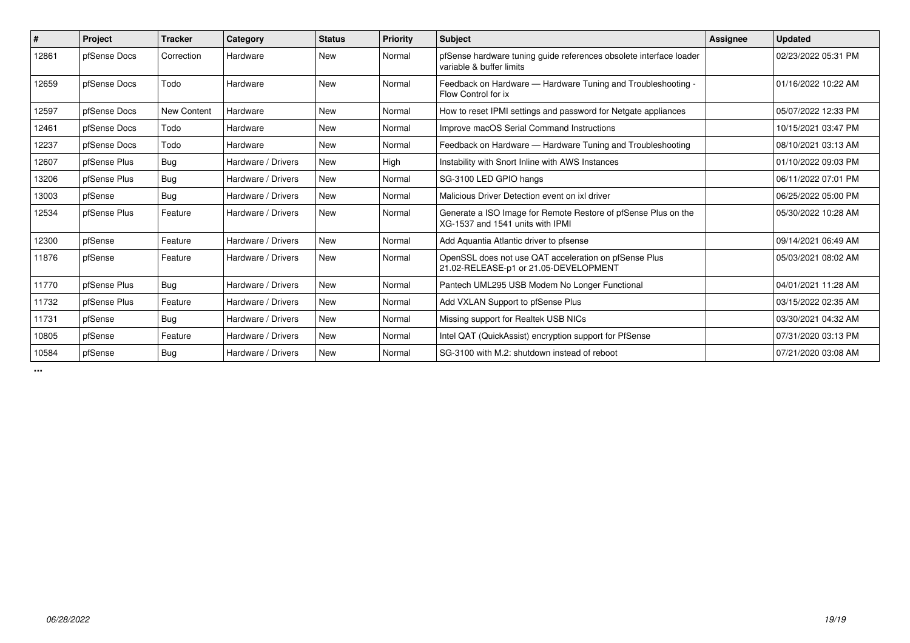| # | Project | Tracker | Category | Status | Priority | Subject | Assignee | Updated |
|---|---|---|---|---|---|---|---|---|
| 12861 | pfSense Docs | Correction | Hardware | New | Normal | pfSense hardware tuning guide references obsolete interface loader variable & buffer limits | | 02/23/2022 05:31 PM |
| 12659 | pfSense Docs | Todo | Hardware | New | Normal | Feedback on Hardware — Hardware Tuning and Troubleshooting - Flow Control for ix | | 01/16/2022 10:22 AM |
| 12597 | pfSense Docs | New Content | Hardware | New | Normal | How to reset IPMI settings and password for Netgate appliances | | 05/07/2022 12:33 PM |
| 12461 | pfSense Docs | Todo | Hardware | New | Normal | Improve macOS Serial Command Instructions | | 10/15/2021 03:47 PM |
| 12237 | pfSense Docs | Todo | Hardware | New | Normal | Feedback on Hardware — Hardware Tuning and Troubleshooting | | 08/10/2021 03:13 AM |
| 12607 | pfSense Plus | Bug | Hardware / Drivers | New | High | Instability with Snort Inline with AWS Instances | | 01/10/2022 09:03 PM |
| 13206 | pfSense Plus | Bug | Hardware / Drivers | New | Normal | SG-3100 LED GPIO hangs | | 06/11/2022 07:01 PM |
| 13003 | pfSense | Bug | Hardware / Drivers | New | Normal | Malicious Driver Detection event on ixl driver | | 06/25/2022 05:00 PM |
| 12534 | pfSense Plus | Feature | Hardware / Drivers | New | Normal | Generate a ISO Image for Remote Restore of pfSense Plus on the XG-1537 and 1541 units with IPMI | | 05/30/2022 10:28 AM |
| 12300 | pfSense | Feature | Hardware / Drivers | New | Normal | Add Aquantia Atlantic driver to pfsense | | 09/14/2021 06:49 AM |
| 11876 | pfSense | Feature | Hardware / Drivers | New | Normal | OpenSSL does not use QAT acceleration on pfSense Plus 21.02-RELEASE-p1 or 21.05-DEVELOPMENT | | 05/03/2021 08:02 AM |
| 11770 | pfSense Plus | Bug | Hardware / Drivers | New | Normal | Pantech UML295 USB Modem No Longer Functional | | 04/01/2021 11:28 AM |
| 11732 | pfSense Plus | Feature | Hardware / Drivers | New | Normal | Add VXLAN Support to pfSense Plus | | 03/15/2022 02:35 AM |
| 11731 | pfSense | Bug | Hardware / Drivers | New | Normal | Missing support for Realtek USB NICs | | 03/30/2021 04:32 AM |
| 10805 | pfSense | Feature | Hardware / Drivers | New | Normal | Intel QAT (QuickAssist) encryption support for PfSense | | 07/31/2020 03:13 PM |
| 10584 | pfSense | Bug | Hardware / Drivers | New | Normal | SG-3100 with M.2: shutdown instead of reboot | | 07/21/2020 03:08 AM |

...